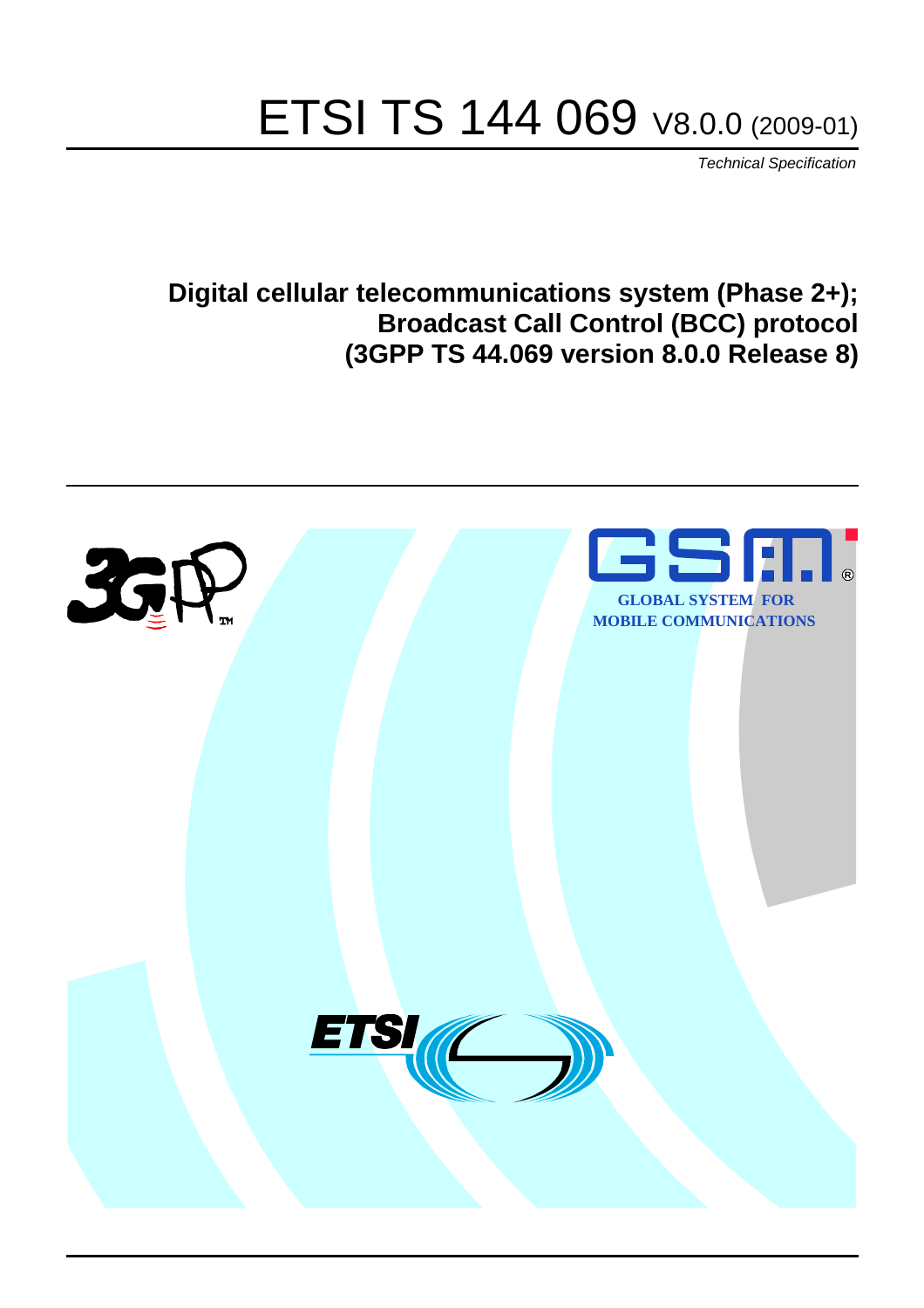# ETSI TS 144 069 V8.0.0 (2009-01)

*Technical Specification*

**Digital cellular telecommunications system (Phase 2+); Broadcast Call Control (BCC) protocol (3GPP TS 44.069 version 8.0.0 Release 8)**

GLOBAL SYSTEM FOR MOBILE COMMUNICATIONS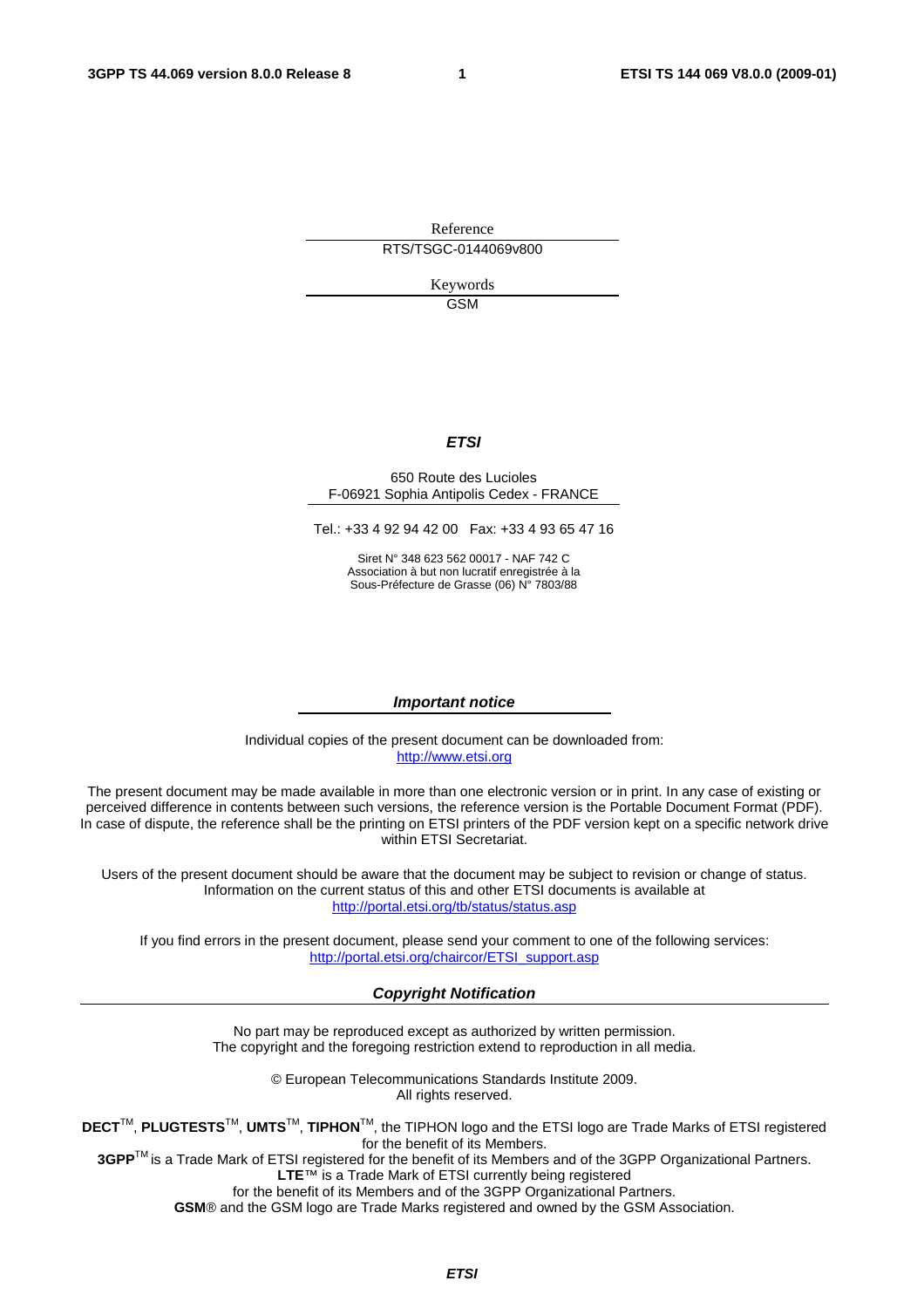Reference

RTS/TSGC-0144069v800

Keywords

GSM

***ETSI***

650 Route des Lucioles
F-06921 Sophia Antipolis Cedex - FRANCE

Tel.: +33 4 92 94 42 00 Fax: +33 4 93 65 47 16

Siret N° 348 623 562 00017 - NAF 742 C
Association à but non lucratif enregistrée à la
Sous-Préfecture de Grasse (06) N° 7803/88

***Important notice***

Individual copies of the present document can be downloaded from:
http://www.etsi.org

The present document may be made available in more than one electronic version or in print. In any case of existing or perceived difference in contents between such versions, the reference version is the Portable Document Format (PDF). In case of dispute, the reference shall be the printing on ETSI printers of the PDF version kept on a specific network drive within ETSI Secretariat.

Users of the present document should be aware that the document may be subject to revision or change of status. Information on the current status of this and other ETSI documents is available at
http://portal.etsi.org/tb/status/status.asp

If you find errors in the present document, please send your comment to one of the following services:
http://portal.etsi.org/chaircor/ETSI_support.asp

***Copyright Notification***

No part may be reproduced except as authorized by written permission.
The copyright and the foregoing restriction extend to reproduction in all media.

© European Telecommunications Standards Institute 2009.
All rights reserved.

**DECT**™, **PLUGTESTS**™, **UMTS**™, **TIPHON**™, the TIPHON logo and the ETSI logo are Trade Marks of ETSI registered for the benefit of its Members.
**3GPP**™ is a Trade Mark of ETSI registered for the benefit of its Members and of the 3GPP Organizational Partners.
**LTE**™ is a Trade Mark of ETSI currently being registered
for the benefit of its Members and of the 3GPP Organizational Partners.
**GSM**® and the GSM logo are Trade Marks registered and owned by the GSM Association.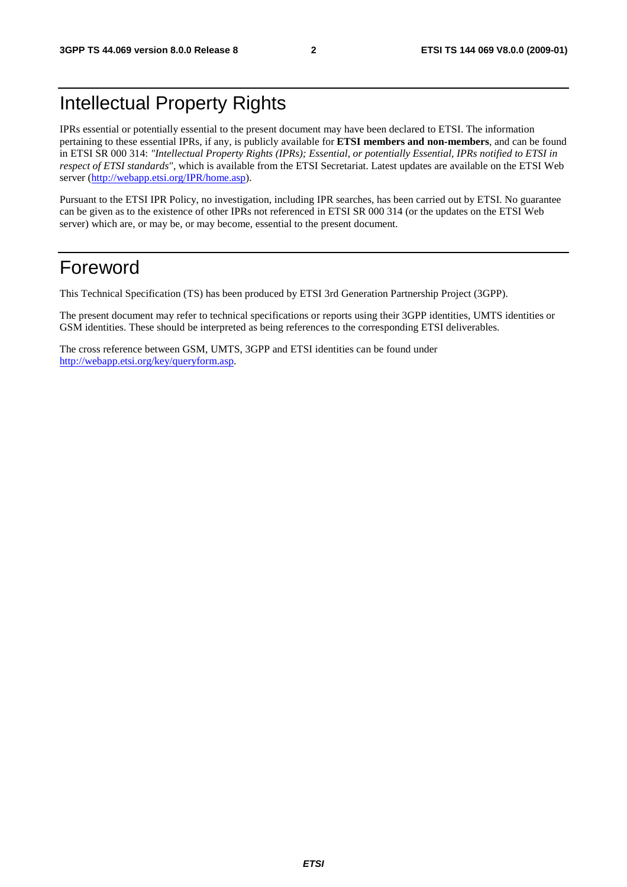# Intellectual Property Rights

IPRs essential or potentially essential to the present document may have been declared to ETSI. The information pertaining to these essential IPRs, if any, is publicly available for **ETSI members and non-members**, and can be found in ETSI SR 000 314: *"Intellectual Property Rights (IPRs); Essential, or potentially Essential, IPRs notified to ETSI in respect of ETSI standards"*, which is available from the ETSI Secretariat. Latest updates are available on the ETSI Web server (http://webapp.etsi.org/IPR/home.asp).

Pursuant to the ETSI IPR Policy, no investigation, including IPR searches, has been carried out by ETSI. No guarantee can be given as to the existence of other IPRs not referenced in ETSI SR 000 314 (or the updates on the ETSI Web server) which are, or may be, or may become, essential to the present document.

# Foreword

This Technical Specification (TS) has been produced by ETSI 3rd Generation Partnership Project (3GPP).

The present document may refer to technical specifications or reports using their 3GPP identities, UMTS identities or GSM identities. These should be interpreted as being references to the corresponding ETSI deliverables.

The cross reference between GSM, UMTS, 3GPP and ETSI identities can be found under http://webapp.etsi.org/key/queryform.asp.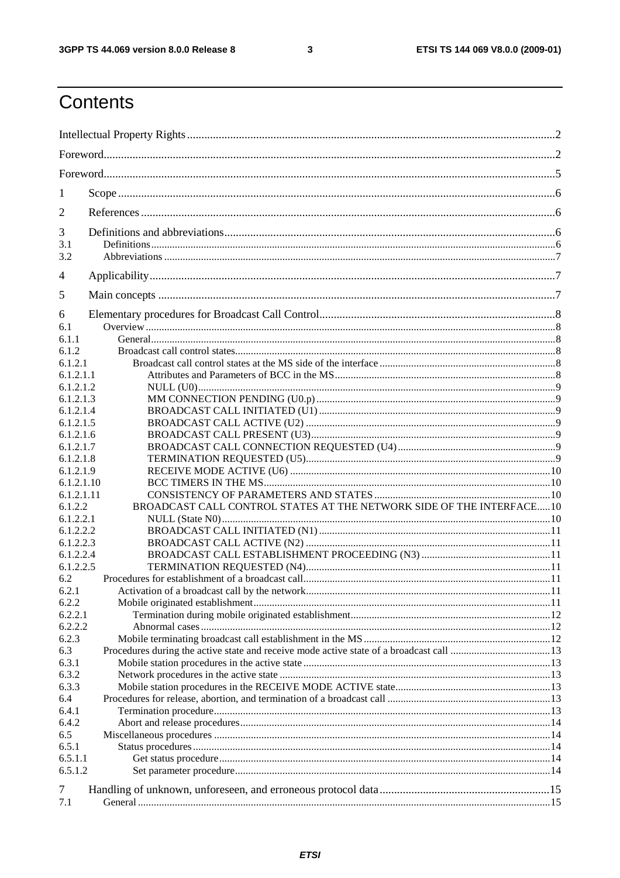# Contents

Intellectual Property Rights ........ 2
Foreword ........ 2
Foreword ........ 5

1 Scope ........ 6
2 References ........ 6
3 Definitions and abbreviations ........ 6
3.1 Definitions ........ 6
3.2 Abbreviations ........ 7
4 Applicability ........ 7
5 Main concepts ........ 7
6 Elementary procedures for Broadcast Call Control ........ 8
6.1 Overview ........ 8
6.1.1 General ........ 8
6.1.2 Broadcast call control states ........ 8
6.1.2.1 Broadcast call control states at the MS side of the interface ........ 8
6.1.2.1.1 Attributes and Parameters of BCC in the MS ........ 8
6.1.2.1.2 NULL (U0) ........ 9
6.1.2.1.3 MM CONNECTION PENDING (U0.p) ........ 9
6.1.2.1.4 BROADCAST CALL INITIATED (U1) ........ 9
6.1.2.1.5 BROADCAST CALL ACTIVE (U2) ........ 9
6.1.2.1.6 BROADCAST CALL PRESENT (U3) ........ 9
6.1.2.1.7 BROADCAST CALL CONNECTION REQUESTED (U4) ........ 9
6.1.2.1.8 TERMINATION REQUESTED (U5) ........ 9
6.1.2.1.9 RECEIVE MODE ACTIVE (U6) ........ 10
6.1.2.1.10 BCC TIMERS IN THE MS ........ 10
6.1.2.1.11 CONSISTENCY OF PARAMETERS AND STATES ........ 10
6.1.2.2 BROADCAST CALL CONTROL STATES AT THE NETWORK SIDE OF THE INTERFACE ........ 10
6.1.2.2.1 NULL (State N0) ........ 10
6.1.2.2.2 BROADCAST CALL INITIATED (N1) ........ 11
6.1.2.2.3 BROADCAST CALL ACTIVE (N2) ........ 11
6.1.2.2.4 BROADCAST CALL ESTABLISHMENT PROCEEDING (N3) ........ 11
6.1.2.2.5 TERMINATION REQUESTED (N4) ........ 11
6.2 Procedures for establishment of a broadcast call ........ 11
6.2.1 Activation of a broadcast call by the network ........ 11
6.2.2 Mobile originated establishment ........ 11
6.2.2.1 Termination during mobile originated establishment ........ 12
6.2.2.2 Abnormal cases ........ 12
6.2.3 Mobile terminating broadcast call establishment in the MS ........ 12
6.3 Procedures during the active state and receive mode active state of a broadcast call ........ 13
6.3.1 Mobile station procedures in the active state ........ 13
6.3.2 Network procedures in the active state ........ 13
6.3.3 Mobile station procedures in the RECEIVE MODE ACTIVE state ........ 13
6.4 Procedures for release, abortion, and termination of a broadcast call ........ 13
6.4.1 Termination procedure ........ 13
6.4.2 Abort and release procedures ........ 14
6.5 Miscellaneous procedures ........ 14
6.5.1 Status procedures ........ 14
6.5.1.1 Get status procedure ........ 14
6.5.1.2 Set parameter procedure ........ 14
7 Handling of unknown, unforeseen, and erroneous protocol data ........ 15
7.1 General ........ 15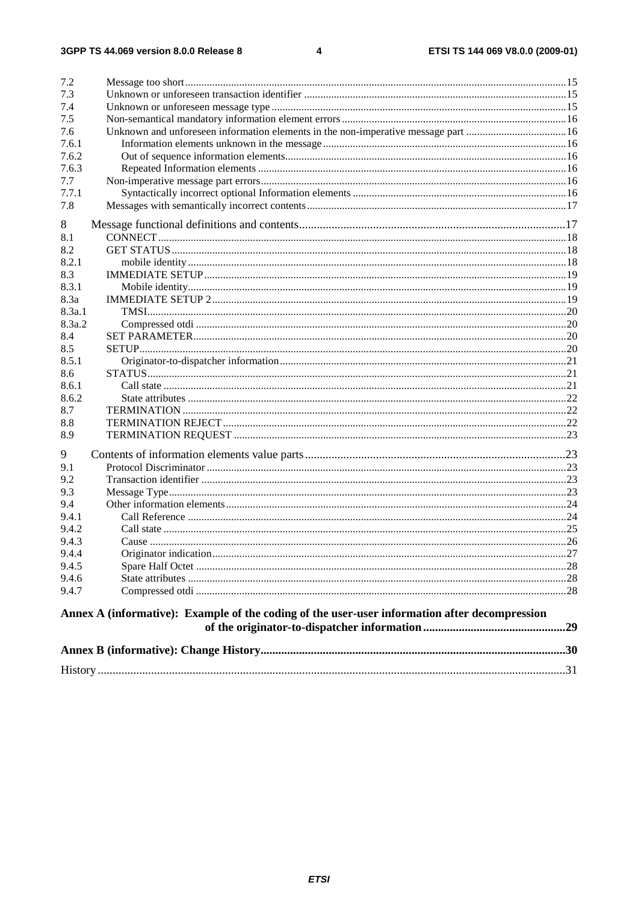7.2 Message too short ....15
7.3 Unknown or unforeseen transaction identifier ....15
7.4 Unknown or unforeseen message type ....15
7.5 Non-semantical mandatory information element errors ....16
7.6 Unknown and unforeseen information elements in the non-imperative message part ....16
7.6.1 Information elements unknown in the message ....16
7.6.2 Out of sequence information elements ....16
7.6.3 Repeated Information elements ....16
7.7 Non-imperative message part errors ....16
7.7.1 Syntactically incorrect optional Information elements ....16
7.8 Messages with semantically incorrect contents ....17

8 Message functional definitions and contents ....17
8.1 CONNECT ....18
8.2 GET STATUS ....18
8.2.1 mobile identity ....18
8.3 IMMEDIATE SETUP ....19
8.3.1 Mobile identity ....19
8.3a IMMEDIATE SETUP 2 ....19
8.3a.1 TMSI ....20
8.3a.2 Compressed otdi ....20
8.4 SET PARAMETER ....20
8.5 SETUP ....20
8.5.1 Originator-to-dispatcher information ....21
8.6 STATUS ....21
8.6.1 Call state ....21
8.6.2 State attributes ....22
8.7 TERMINATION ....22
8.8 TERMINATION REJECT ....22
8.9 TERMINATION REQUEST ....23

9 Contents of information elements value parts ....23
9.1 Protocol Discriminator ....23
9.2 Transaction identifier ....23
9.3 Message Type ....23
9.4 Other information elements ....24
9.4.1 Call Reference ....24
9.4.2 Call state ....25
9.4.3 Cause ....26
9.4.4 Originator indication ....27
9.4.5 Spare Half Octet ....28
9.4.6 State attributes ....28
9.4.7 Compressed otdi ....28

**Annex A (informative): Example of the coding of the user-user information after decompression of the originator-to-dispatcher information ....29**

**Annex B (informative): Change History ....30**

History ....31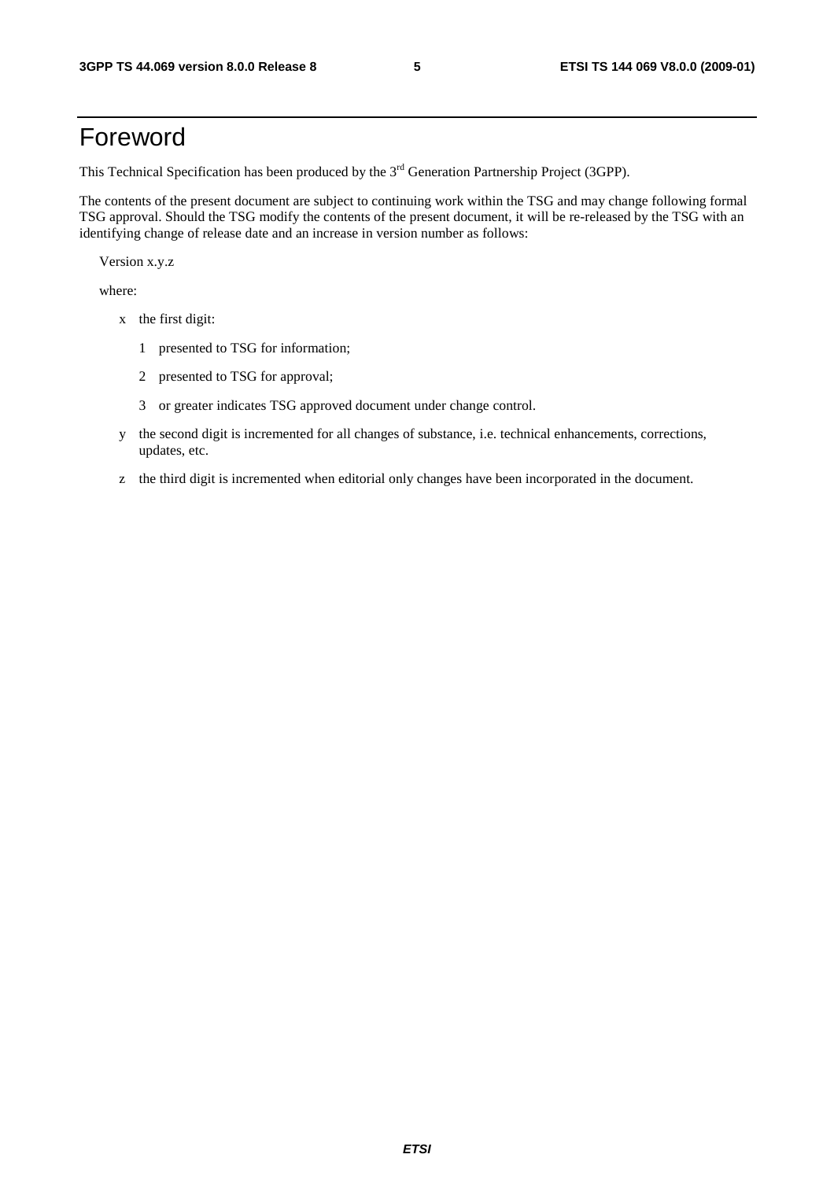# Foreword

This Technical Specification has been produced by the 3rd Generation Partnership Project (3GPP).

The contents of the present document are subject to continuing work within the TSG and may change following formal TSG approval. Should the TSG modify the contents of the present document, it will be re-released by the TSG with an identifying change of release date and an increase in version number as follows:

Version x.y.z

where:

- x the first digit:
  - 1 presented to TSG for information;
  - 2 presented to TSG for approval;
  - 3 or greater indicates TSG approved document under change control.
- y the second digit is incremented for all changes of substance, i.e. technical enhancements, corrections, updates, etc.
- z the third digit is incremented when editorial only changes have been incorporated in the document.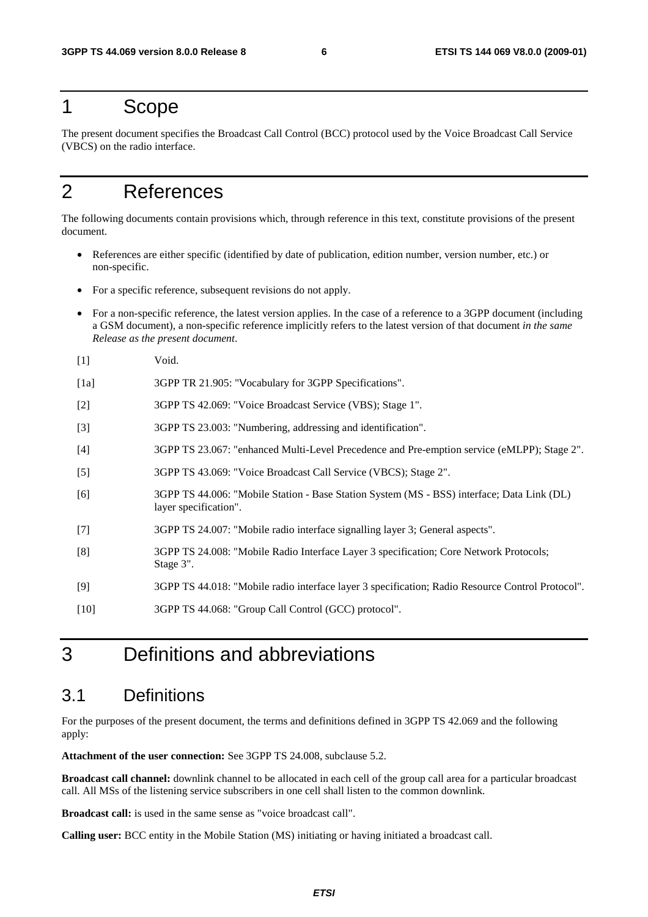# 1 Scope

The present document specifies the Broadcast Call Control (BCC) protocol used by the Voice Broadcast Call Service (VBCS) on the radio interface.

# 2 References

The following documents contain provisions which, through reference in this text, constitute provisions of the present document.

- References are either specific (identified by date of publication, edition number, version number, etc.) or non-specific.
- For a specific reference, subsequent revisions do not apply.
- For a non-specific reference, the latest version applies. In the case of a reference to a 3GPP document (including a GSM document), a non-specific reference implicitly refers to the latest version of that document *in the same Release as the present document*.

[1] Void.

[1a] 3GPP TR 21.905: "Vocabulary for 3GPP Specifications".

[2] 3GPP TS 42.069: "Voice Broadcast Service (VBS); Stage 1".

[3] 3GPP TS 23.003: "Numbering, addressing and identification".

[4] 3GPP TS 23.067: "enhanced Multi-Level Precedence and Pre-emption service (eMLPP); Stage 2".

[5] 3GPP TS 43.069: "Voice Broadcast Call Service (VBCS); Stage 2".

[6] 3GPP TS 44.006: "Mobile Station - Base Station System (MS - BSS) interface; Data Link (DL) layer specification".

[7] 3GPP TS 24.007: "Mobile radio interface signalling layer 3; General aspects".

[8] 3GPP TS 24.008: "Mobile Radio Interface Layer 3 specification; Core Network Protocols; Stage 3".

[9] 3GPP TS 44.018: "Mobile radio interface layer 3 specification; Radio Resource Control Protocol".

[10] 3GPP TS 44.068: "Group Call Control (GCC) protocol".

# 3 Definitions and abbreviations

## 3.1 Definitions

For the purposes of the present document, the terms and definitions defined in 3GPP TS 42.069 and the following apply:

**Attachment of the user connection:** See 3GPP TS 24.008, subclause 5.2.

**Broadcast call channel:** downlink channel to be allocated in each cell of the group call area for a particular broadcast call. All MSs of the listening service subscribers in one cell shall listen to the common downlink.

**Broadcast call:** is used in the same sense as "voice broadcast call".

**Calling user:** BCC entity in the Mobile Station (MS) initiating or having initiated a broadcast call.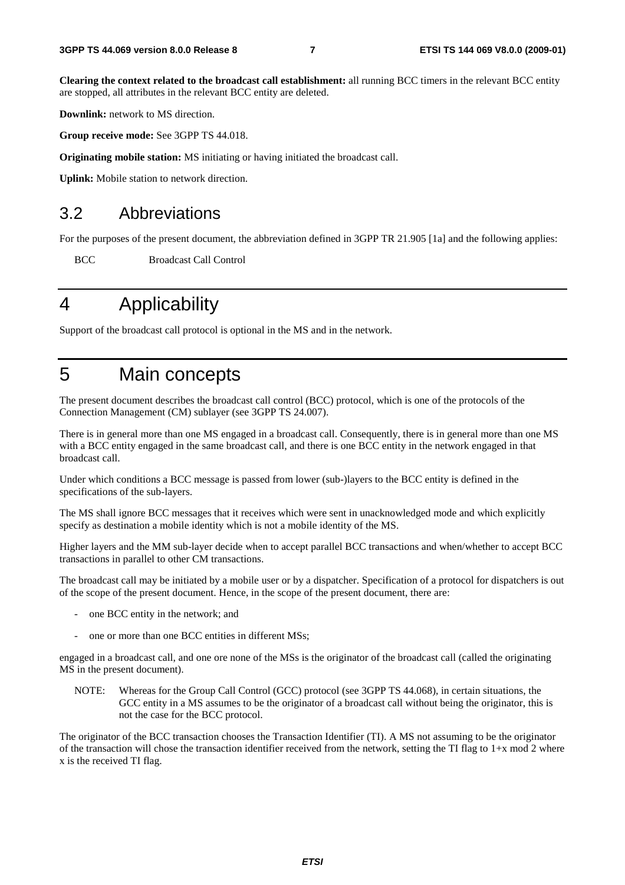**Clearing the context related to the broadcast call establishment:** all running BCC timers in the relevant BCC entity are stopped, all attributes in the relevant BCC entity are deleted.

**Downlink:** network to MS direction.

**Group receive mode:** See 3GPP TS 44.018.

**Originating mobile station:** MS initiating or having initiated the broadcast call.

**Uplink:** Mobile station to network direction.

## 3.2 Abbreviations

For the purposes of the present document, the abbreviation defined in 3GPP TR 21.905 [1a] and the following applies:

BCC Broadcast Call Control

# 4 Applicability

Support of the broadcast call protocol is optional in the MS and in the network.

# 5 Main concepts

The present document describes the broadcast call control (BCC) protocol, which is one of the protocols of the Connection Management (CM) sublayer (see 3GPP TS 24.007).

There is in general more than one MS engaged in a broadcast call. Consequently, there is in general more than one MS with a BCC entity engaged in the same broadcast call, and there is one BCC entity in the network engaged in that broadcast call.

Under which conditions a BCC message is passed from lower (sub-)layers to the BCC entity is defined in the specifications of the sub-layers.

The MS shall ignore BCC messages that it receives which were sent in unacknowledged mode and which explicitly specify as destination a mobile identity which is not a mobile identity of the MS.

Higher layers and the MM sub-layer decide when to accept parallel BCC transactions and when/whether to accept BCC transactions in parallel to other CM transactions.

The broadcast call may be initiated by a mobile user or by a dispatcher. Specification of a protocol for dispatchers is out of the scope of the present document. Hence, in the scope of the present document, there are:

- one BCC entity in the network; and
- one or more than one BCC entities in different MSs;

engaged in a broadcast call, and one ore none of the MSs is the originator of the broadcast call (called the originating MS in the present document).

NOTE: Whereas for the Group Call Control (GCC) protocol (see 3GPP TS 44.068), in certain situations, the GCC entity in a MS assumes to be the originator of a broadcast call without being the originator, this is not the case for the BCC protocol.

The originator of the BCC transaction chooses the Transaction Identifier (TI). A MS not assuming to be the originator of the transaction will chose the transaction identifier received from the network, setting the TI flag to 1+x mod 2 where x is the received TI flag.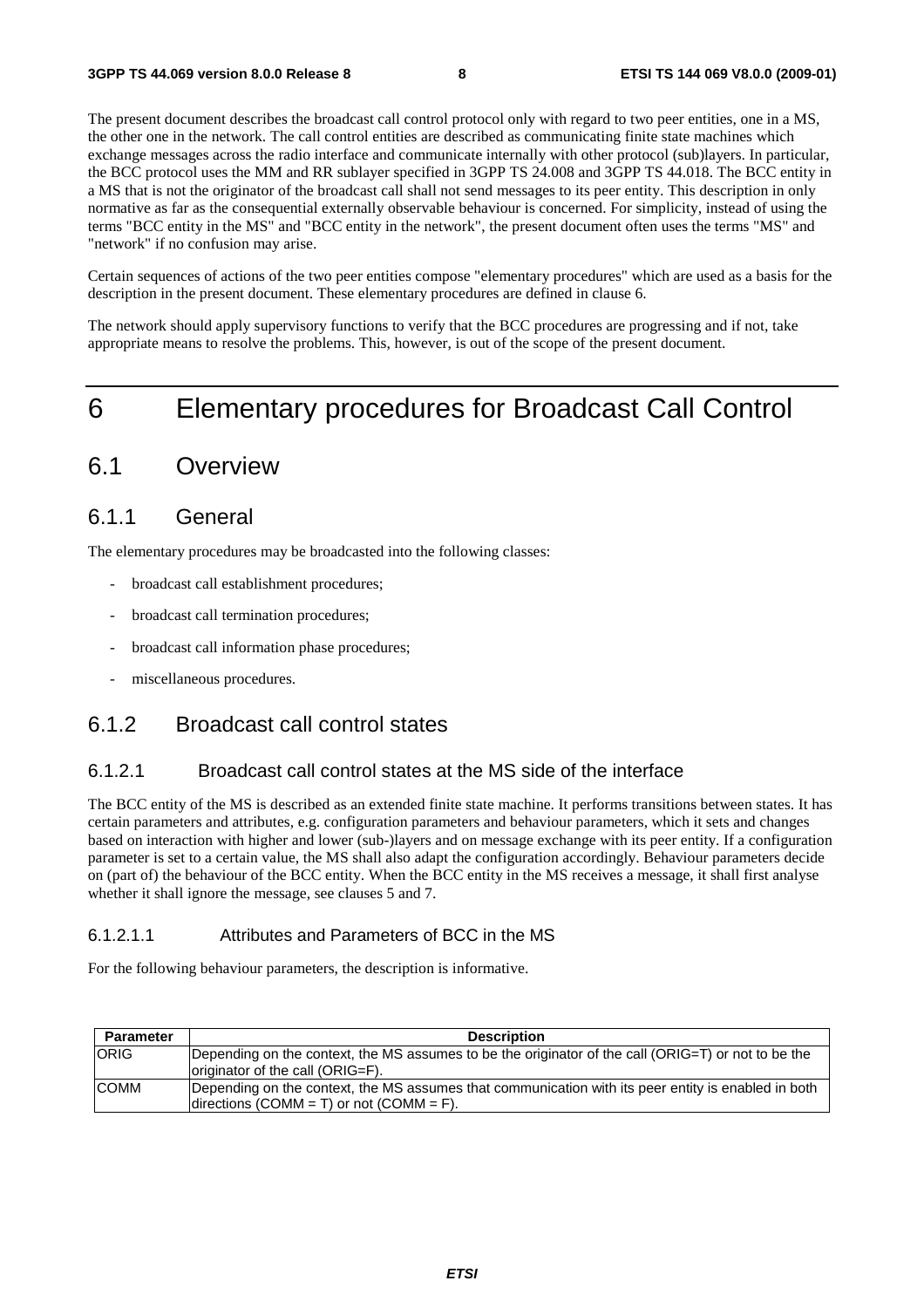The present document describes the broadcast call control protocol only with regard to two peer entities, one in a MS, the other one in the network. The call control entities are described as communicating finite state machines which exchange messages across the radio interface and communicate internally with other protocol (sub)layers. In particular, the BCC protocol uses the MM and RR sublayer specified in 3GPP TS 24.008 and 3GPP TS 44.018. The BCC entity in a MS that is not the originator of the broadcast call shall not send messages to its peer entity. This description in only normative as far as the consequential externally observable behaviour is concerned. For simplicity, instead of using the terms "BCC entity in the MS" and "BCC entity in the network", the present document often uses the terms "MS" and "network" if no confusion may arise.

Certain sequences of actions of the two peer entities compose "elementary procedures" which are used as a basis for the description in the present document. These elementary procedures are defined in clause 6.

The network should apply supervisory functions to verify that the BCC procedures are progressing and if not, take appropriate means to resolve the problems. This, however, is out of the scope of the present document.

# 6 Elementary procedures for Broadcast Call Control

## 6.1 Overview

### 6.1.1 General

The elementary procedures may be broadcasted into the following classes:

- broadcast call establishment procedures;
- broadcast call termination procedures;
- broadcast call information phase procedures;
- miscellaneous procedures.

### 6.1.2 Broadcast call control states

#### 6.1.2.1 Broadcast call control states at the MS side of the interface

The BCC entity of the MS is described as an extended finite state machine. It performs transitions between states. It has certain parameters and attributes, e.g. configuration parameters and behaviour parameters, which it sets and changes based on interaction with higher and lower (sub-)layers and on message exchange with its peer entity. If a configuration parameter is set to a certain value, the MS shall also adapt the configuration accordingly. Behaviour parameters decide on (part of) the behaviour of the BCC entity. When the BCC entity in the MS receives a message, it shall first analyse whether it shall ignore the message, see clauses 5 and 7.

##### 6.1.2.1.1 Attributes and Parameters of BCC in the MS

For the following behaviour parameters, the description is informative.

| Parameter | Description |
|---|---|
| ORIG | Depending on the context, the MS assumes to be the originator of the call (ORIG=T) or not to be the originator of the call (ORIG=F). |
| COMM | Depending on the context, the MS assumes that communication with its peer entity is enabled in both directions (COMM = T) or not (COMM = F). |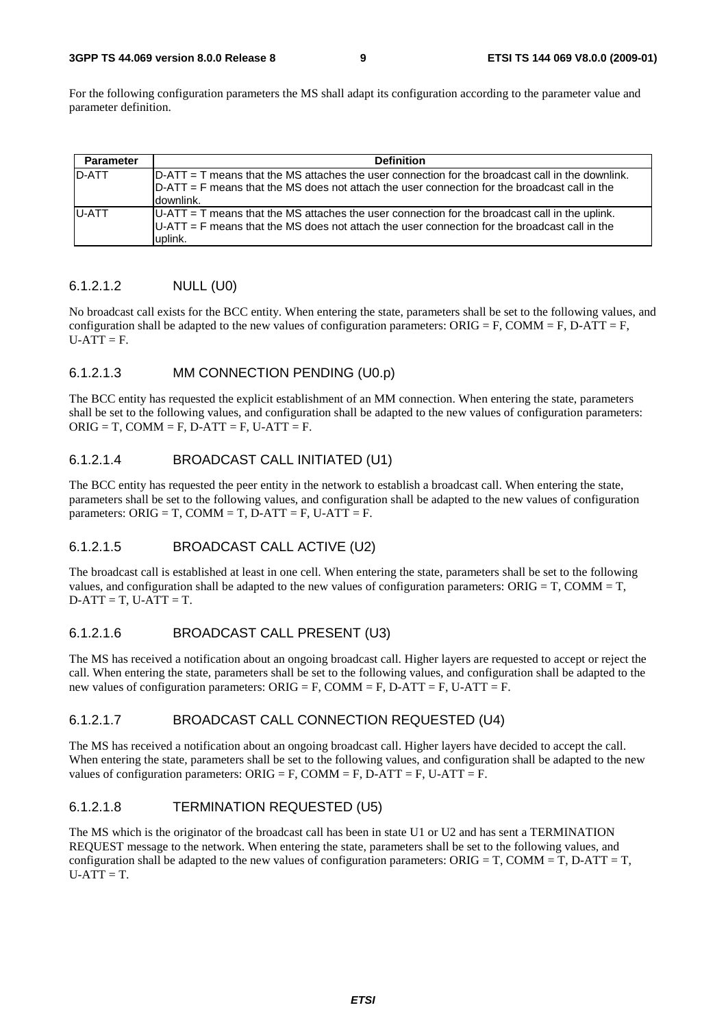For the following configuration parameters the MS shall adapt its configuration according to the parameter value and parameter definition.

| Parameter | Definition |
| --- | --- |
| D-ATT | D-ATT = T means that the MS attaches the user connection for the broadcast call in the downlink.<br>D-ATT = F means that the MS does not attach the user connection for the broadcast call in the downlink. |
| U-ATT | U-ATT = T means that the MS attaches the user connection for the broadcast call in the uplink.<br>U-ATT = F means that the MS does not attach the user connection for the broadcast call in the uplink. |

#### 6.1.2.1.2 NULL (U0)

No broadcast call exists for the BCC entity. When entering the state, parameters shall be set to the following values, and configuration shall be adapted to the new values of configuration parameters: ORIG = F, COMM = F, D-ATT = F, U-ATT = F.

#### 6.1.2.1.3 MM CONNECTION PENDING (U0.p)

The BCC entity has requested the explicit establishment of an MM connection. When entering the state, parameters shall be set to the following values, and configuration shall be adapted to the new values of configuration parameters: ORIG = T, COMM = F, D-ATT = F, U-ATT = F.

#### 6.1.2.1.4 BROADCAST CALL INITIATED (U1)

The BCC entity has requested the peer entity in the network to establish a broadcast call. When entering the state, parameters shall be set to the following values, and configuration shall be adapted to the new values of configuration parameters: ORIG = T, COMM = T, D-ATT = F, U-ATT = F.

#### 6.1.2.1.5 BROADCAST CALL ACTIVE (U2)

The broadcast call is established at least in one cell. When entering the state, parameters shall be set to the following values, and configuration shall be adapted to the new values of configuration parameters: ORIG = T, COMM = T, D-ATT = T, U-ATT = T.

#### 6.1.2.1.6 BROADCAST CALL PRESENT (U3)

The MS has received a notification about an ongoing broadcast call. Higher layers are requested to accept or reject the call. When entering the state, parameters shall be set to the following values, and configuration shall be adapted to the new values of configuration parameters: ORIG = F, COMM = F, D-ATT = F, U-ATT = F.

#### 6.1.2.1.7 BROADCAST CALL CONNECTION REQUESTED (U4)

The MS has received a notification about an ongoing broadcast call. Higher layers have decided to accept the call. When entering the state, parameters shall be set to the following values, and configuration shall be adapted to the new values of configuration parameters: ORIG = F, COMM = F, D-ATT = F, U-ATT = F.

#### 6.1.2.1.8 TERMINATION REQUESTED (U5)

The MS which is the originator of the broadcast call has been in state U1 or U2 and has sent a TERMINATION REQUEST message to the network. When entering the state, parameters shall be set to the following values, and configuration shall be adapted to the new values of configuration parameters: ORIG = T, COMM = T, D-ATT = T, U-ATT = T.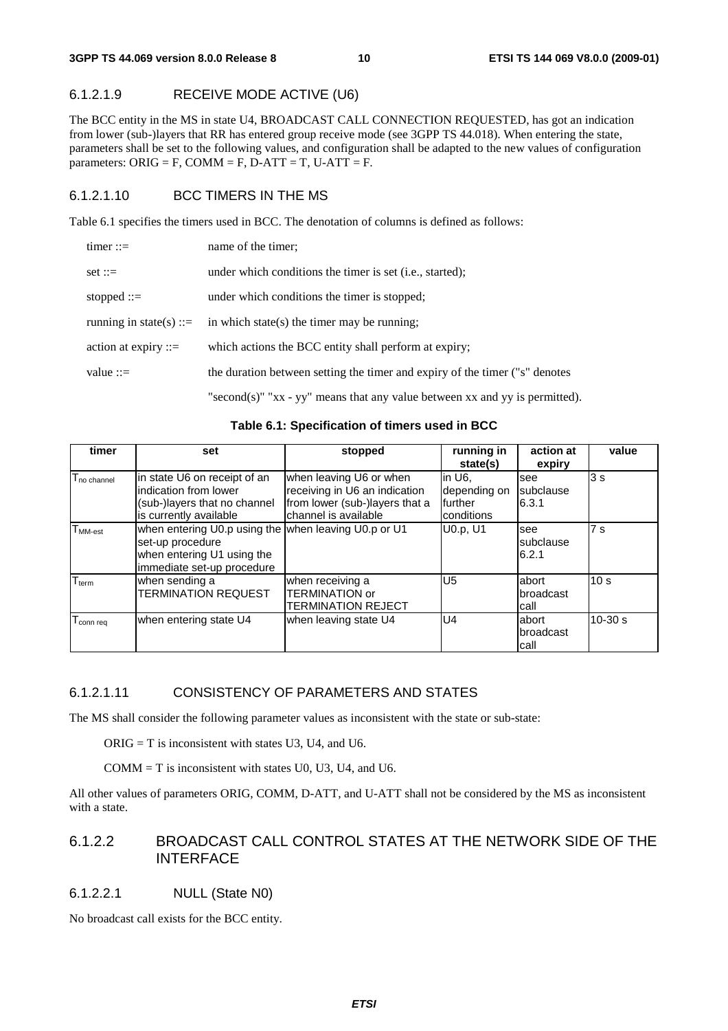#### 6.1.2.1.9 RECEIVE MODE ACTIVE (U6)

The BCC entity in the MS in state U4, BROADCAST CALL CONNECTION REQUESTED, has got an indication from lower (sub-)layers that RR has entered group receive mode (see 3GPP TS 44.018). When entering the state, parameters shall be set to the following values, and configuration shall be adapted to the new values of configuration parameters: ORIG = F, COMM = F, D-ATT = T, U-ATT = F.

#### 6.1.2.1.10 BCC TIMERS IN THE MS

Table 6.1 specifies the timers used in BCC. The denotation of columns is defined as follows:

timer ::= name of the timer;

set ::= under which conditions the timer is set (i.e., started);

stopped ::= under which conditions the timer is stopped;

running in state(s) ::= in which state(s) the timer may be running;

action at expiry ::= which actions the BCC entity shall perform at expiry;

value ::= the duration between setting the timer and expiry of the timer ("s" denotes "second(s)" "xx - yy" means that any value between xx and yy is permitted).

**Table 6.1: Specification of timers used in BCC**

| timer | set | stopped | running in state(s) | action at expiry | value |
|---|---|---|---|---|---|
| $T_{no\ channel}$ | in state U6 on receipt of an indication from lower (sub-)layers that no channel is currently available | when leaving U6 or when receiving in U6 an indication from lower (sub-)layers that a channel is available | in U6, depending on further conditions | see subclause 6.3.1 | 3 s |
| $T_{MM\text{-}est}$ | when entering U0.p using the set-up procedure when entering U1 using the immediate set-up procedure | when leaving U0.p or U1 | U0.p, U1 | see subclause 6.2.1 | 7 s |
| $T_{term}$ | when sending a TERMINATION REQUEST | when receiving a TERMINATION or TERMINATION REJECT | U5 | abort broadcast call | 10 s |
| $T_{conn\ req}$ | when entering state U4 | when leaving state U4 | U4 | abort broadcast call | 10-30 s |

#### 6.1.2.1.11 CONSISTENCY OF PARAMETERS AND STATES

The MS shall consider the following parameter values as inconsistent with the state or sub-state:

ORIG = T is inconsistent with states U3, U4, and U6.

COMM = T is inconsistent with states U0, U3, U4, and U6.

All other values of parameters ORIG, COMM, D-ATT, and U-ATT shall not be considered by the MS as inconsistent with a state.

### 6.1.2.2 BROADCAST CALL CONTROL STATES AT THE NETWORK SIDE OF THE INTERFACE

#### 6.1.2.2.1 NULL (State N0)

No broadcast call exists for the BCC entity.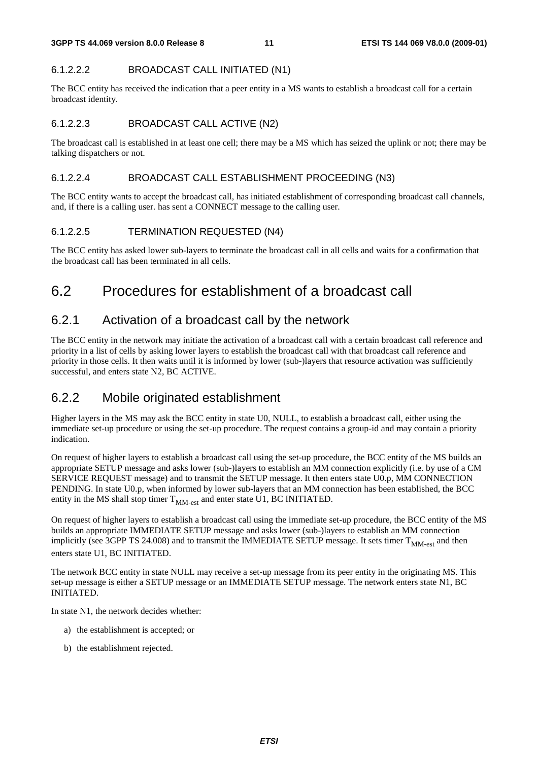#### 6.1.2.2.2 BROADCAST CALL INITIATED (N1)

The BCC entity has received the indication that a peer entity in a MS wants to establish a broadcast call for a certain broadcast identity.

#### 6.1.2.2.3 BROADCAST CALL ACTIVE (N2)

The broadcast call is established in at least one cell; there may be a MS which has seized the uplink or not; there may be talking dispatchers or not.

#### 6.1.2.2.4 BROADCAST CALL ESTABLISHMENT PROCEEDING (N3)

The BCC entity wants to accept the broadcast call, has initiated establishment of corresponding broadcast call channels, and, if there is a calling user. has sent a CONNECT message to the calling user.

#### 6.1.2.2.5 TERMINATION REQUESTED (N4)

The BCC entity has asked lower sub-layers to terminate the broadcast call in all cells and waits for a confirmation that the broadcast call has been terminated in all cells.

## 6.2 Procedures for establishment of a broadcast call

### 6.2.1 Activation of a broadcast call by the network

The BCC entity in the network may initiate the activation of a broadcast call with a certain broadcast call reference and priority in a list of cells by asking lower layers to establish the broadcast call with that broadcast call reference and priority in those cells. It then waits until it is informed by lower (sub-)layers that resource activation was sufficiently successful, and enters state N2, BC ACTIVE.

### 6.2.2 Mobile originated establishment

Higher layers in the MS may ask the BCC entity in state U0, NULL, to establish a broadcast call, either using the immediate set-up procedure or using the set-up procedure. The request contains a group-id and may contain a priority indication.

On request of higher layers to establish a broadcast call using the set-up procedure, the BCC entity of the MS builds an appropriate SETUP message and asks lower (sub-)layers to establish an MM connection explicitly (i.e. by use of a CM SERVICE REQUEST message) and to transmit the SETUP message. It then enters state U0.p, MM CONNECTION PENDING. In state U0.p, when informed by lower sub-layers that an MM connection has been established, the BCC entity in the MS shall stop timer $T_{MM-est}$ and enter state U1, BC INITIATED.

On request of higher layers to establish a broadcast call using the immediate set-up procedure, the BCC entity of the MS builds an appropriate IMMEDIATE SETUP message and asks lower (sub-)layers to establish an MM connection implicitly (see 3GPP TS 24.008) and to transmit the IMMEDIATE SETUP message. It sets timer $T_{MM-est}$ and then enters state U1, BC INITIATED.

The network BCC entity in state NULL may receive a set-up message from its peer entity in the originating MS. This set-up message is either a SETUP message or an IMMEDIATE SETUP message. The network enters state N1, BC INITIATED.

In state N1, the network decides whether:

a) the establishment is accepted; or

b) the establishment rejected.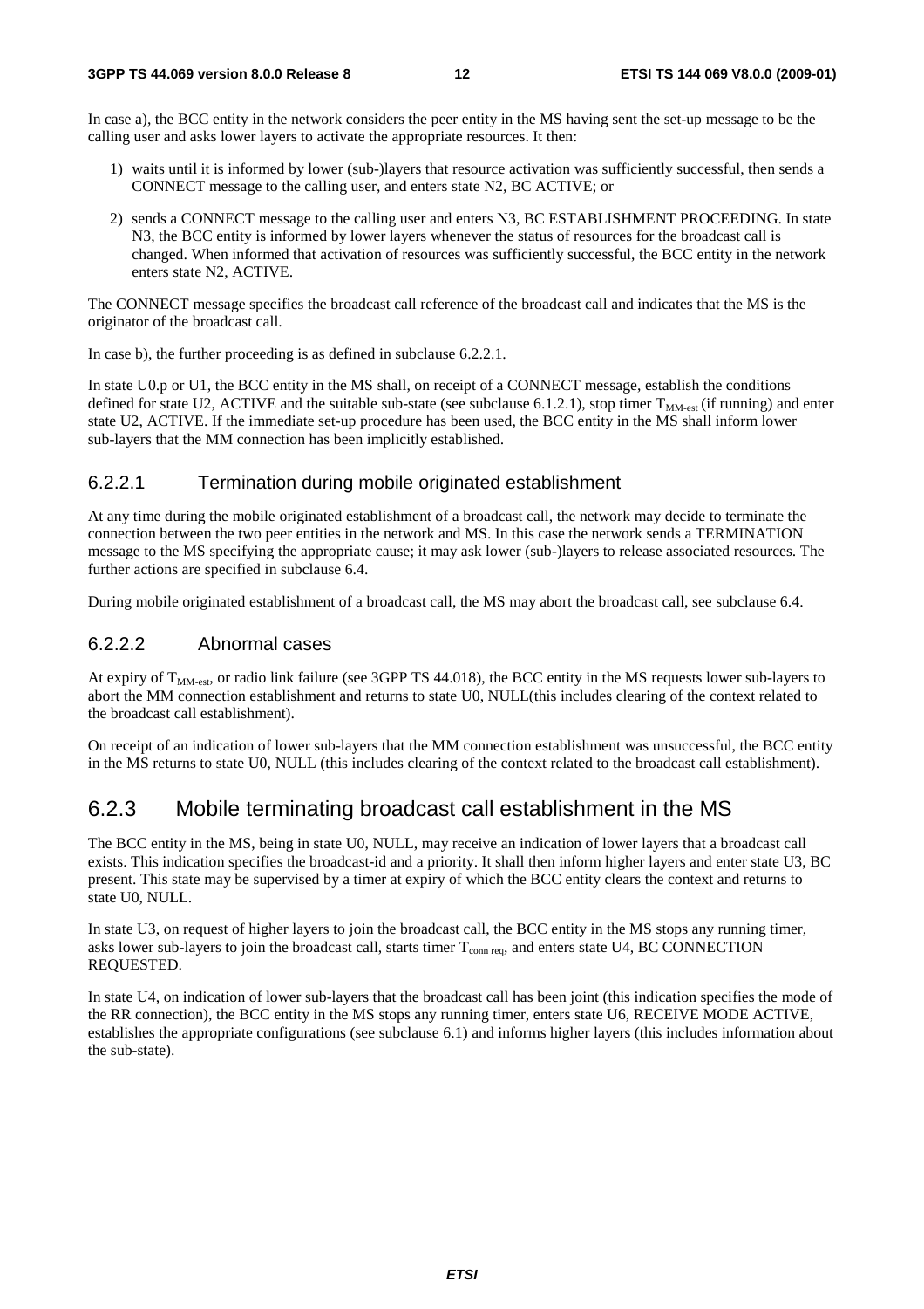In case a), the BCC entity in the network considers the peer entity in the MS having sent the set-up message to be the calling user and asks lower layers to activate the appropriate resources. It then:

1) waits until it is informed by lower (sub-)layers that resource activation was sufficiently successful, then sends a CONNECT message to the calling user, and enters state N2, BC ACTIVE; or

2) sends a CONNECT message to the calling user and enters N3, BC ESTABLISHMENT PROCEEDING. In state N3, the BCC entity is informed by lower layers whenever the status of resources for the broadcast call is changed. When informed that activation of resources was sufficiently successful, the BCC entity in the network enters state N2, ACTIVE.

The CONNECT message specifies the broadcast call reference of the broadcast call and indicates that the MS is the originator of the broadcast call.

In case b), the further proceeding is as defined in subclause 6.2.2.1.

In state U0.p or U1, the BCC entity in the MS shall, on receipt of a CONNECT message, establish the conditions defined for state U2, ACTIVE and the suitable sub-state (see subclause 6.1.2.1), stop timer $T_{MM\text{-}est}$ (if running) and enter state U2, ACTIVE. If the immediate set-up procedure has been used, the BCC entity in the MS shall inform lower sub-layers that the MM connection has been implicitly established.

### 6.2.2.1 Termination during mobile originated establishment

At any time during the mobile originated establishment of a broadcast call, the network may decide to terminate the connection between the two peer entities in the network and MS. In this case the network sends a TERMINATION message to the MS specifying the appropriate cause; it may ask lower (sub-)layers to release associated resources. The further actions are specified in subclause 6.4.

During mobile originated establishment of a broadcast call, the MS may abort the broadcast call, see subclause 6.4.

### 6.2.2.2 Abnormal cases

At expiry of $T_{MM\text{-}est}$, or radio link failure (see 3GPP TS 44.018), the BCC entity in the MS requests lower sub-layers to abort the MM connection establishment and returns to state U0, NULL(this includes clearing of the context related to the broadcast call establishment).

On receipt of an indication of lower sub-layers that the MM connection establishment was unsuccessful, the BCC entity in the MS returns to state U0, NULL (this includes clearing of the context related to the broadcast call establishment).

## 6.2.3 Mobile terminating broadcast call establishment in the MS

The BCC entity in the MS, being in state U0, NULL, may receive an indication of lower layers that a broadcast call exists. This indication specifies the broadcast-id and a priority. It shall then inform higher layers and enter state U3, BC present. This state may be supervised by a timer at expiry of which the BCC entity clears the context and returns to state U0, NULL.

In state U3, on request of higher layers to join the broadcast call, the BCC entity in the MS stops any running timer, asks lower sub-layers to join the broadcast call, starts timer $T_{conn\ req}$, and enters state U4, BC CONNECTION REQUESTED.

In state U4, on indication of lower sub-layers that the broadcast call has been joint (this indication specifies the mode of the RR connection), the BCC entity in the MS stops any running timer, enters state U6, RECEIVE MODE ACTIVE, establishes the appropriate configurations (see subclause 6.1) and informs higher layers (this includes information about the sub-state).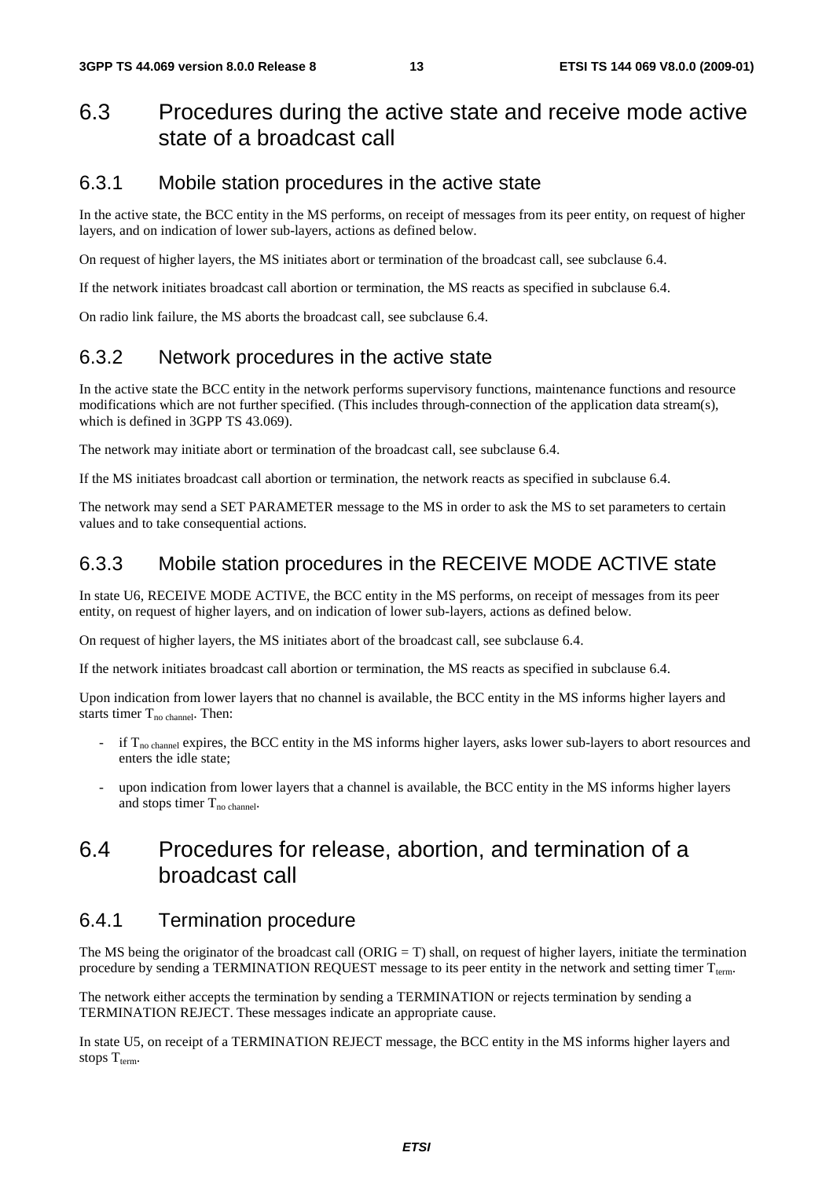## 6.3 Procedures during the active state and receive mode active state of a broadcast call

### 6.3.1 Mobile station procedures in the active state

In the active state, the BCC entity in the MS performs, on receipt of messages from its peer entity, on request of higher layers, and on indication of lower sub-layers, actions as defined below.

On request of higher layers, the MS initiates abort or termination of the broadcast call, see subclause 6.4.

If the network initiates broadcast call abortion or termination, the MS reacts as specified in subclause 6.4.

On radio link failure, the MS aborts the broadcast call, see subclause 6.4.

### 6.3.2 Network procedures in the active state

In the active state the BCC entity in the network performs supervisory functions, maintenance functions and resource modifications which are not further specified. (This includes through-connection of the application data stream(s), which is defined in 3GPP TS 43.069).

The network may initiate abort or termination of the broadcast call, see subclause 6.4.

If the MS initiates broadcast call abortion or termination, the network reacts as specified in subclause 6.4.

The network may send a SET PARAMETER message to the MS in order to ask the MS to set parameters to certain values and to take consequential actions.

### 6.3.3 Mobile station procedures in the RECEIVE MODE ACTIVE state

In state U6, RECEIVE MODE ACTIVE, the BCC entity in the MS performs, on receipt of messages from its peer entity, on request of higher layers, and on indication of lower sub-layers, actions as defined below.

On request of higher layers, the MS initiates abort of the broadcast call, see subclause 6.4.

If the network initiates broadcast call abortion or termination, the MS reacts as specified in subclause 6.4.

Upon indication from lower layers that no channel is available, the BCC entity in the MS informs higher layers and starts timer $T_{no\ channel}$. Then:

- if $T_{no\ channel}$ expires, the BCC entity in the MS informs higher layers, asks lower sub-layers to abort resources and enters the idle state;
- upon indication from lower layers that a channel is available, the BCC entity in the MS informs higher layers and stops timer $T_{no\ channel}$.

## 6.4 Procedures for release, abortion, and termination of a broadcast call

### 6.4.1 Termination procedure

The MS being the originator of the broadcast call (ORIG = T) shall, on request of higher layers, initiate the termination procedure by sending a TERMINATION REQUEST message to its peer entity in the network and setting timer $T_{term}$.

The network either accepts the termination by sending a TERMINATION or rejects termination by sending a TERMINATION REJECT. These messages indicate an appropriate cause.

In state U5, on receipt of a TERMINATION REJECT message, the BCC entity in the MS informs higher layers and stops $T_{term}$.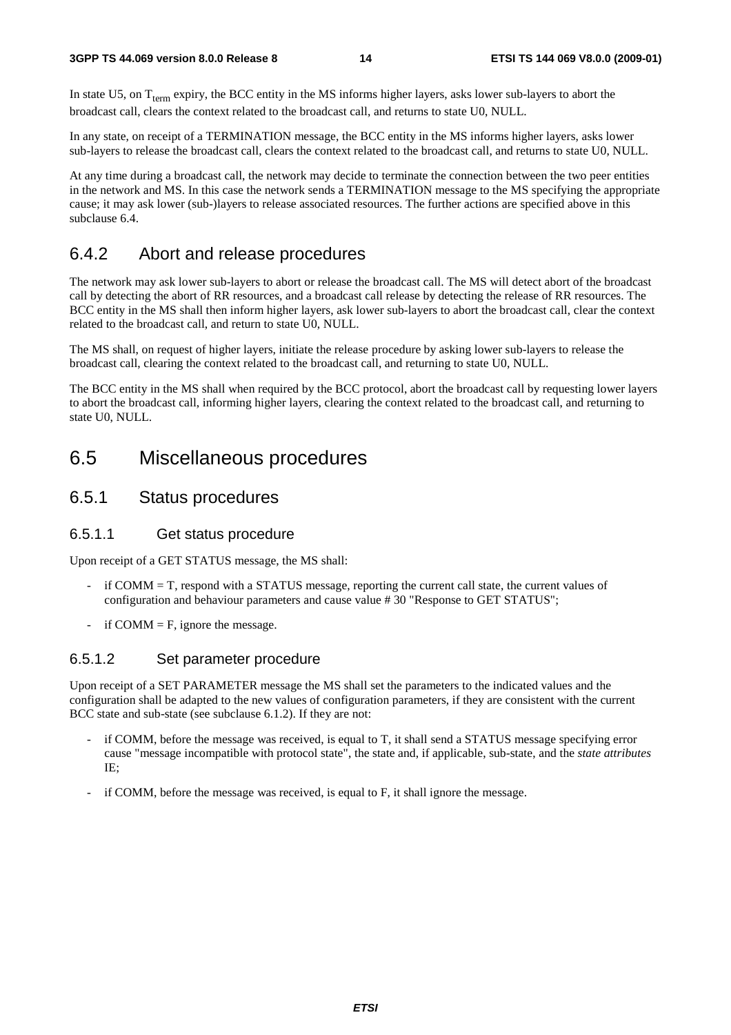In state U5, on $T_{term}$ expiry, the BCC entity in the MS informs higher layers, asks lower sub-layers to abort the broadcast call, clears the context related to the broadcast call, and returns to state U0, NULL.

In any state, on receipt of a TERMINATION message, the BCC entity in the MS informs higher layers, asks lower sub-layers to release the broadcast call, clears the context related to the broadcast call, and returns to state U0, NULL.

At any time during a broadcast call, the network may decide to terminate the connection between the two peer entities in the network and MS. In this case the network sends a TERMINATION message to the MS specifying the appropriate cause; it may ask lower (sub-)layers to release associated resources. The further actions are specified above in this subclause 6.4.

### 6.4.2 Abort and release procedures

The network may ask lower sub-layers to abort or release the broadcast call. The MS will detect abort of the broadcast call by detecting the abort of RR resources, and a broadcast call release by detecting the release of RR resources. The BCC entity in the MS shall then inform higher layers, ask lower sub-layers to abort the broadcast call, clear the context related to the broadcast call, and return to state U0, NULL.

The MS shall, on request of higher layers, initiate the release procedure by asking lower sub-layers to release the broadcast call, clearing the context related to the broadcast call, and returning to state U0, NULL.

The BCC entity in the MS shall when required by the BCC protocol, abort the broadcast call by requesting lower layers to abort the broadcast call, informing higher layers, clearing the context related to the broadcast call, and returning to state U0, NULL.

## 6.5 Miscellaneous procedures

### 6.5.1 Status procedures

#### 6.5.1.1 Get status procedure

Upon receipt of a GET STATUS message, the MS shall:

- if COMM = T, respond with a STATUS message, reporting the current call state, the current values of configuration and behaviour parameters and cause value # 30 "Response to GET STATUS";
- if COMM = F, ignore the message.

#### 6.5.1.2 Set parameter procedure

Upon receipt of a SET PARAMETER message the MS shall set the parameters to the indicated values and the configuration shall be adapted to the new values of configuration parameters, if they are consistent with the current BCC state and sub-state (see subclause 6.1.2). If they are not:

- if COMM, before the message was received, is equal to T, it shall send a STATUS message specifying error cause "message incompatible with protocol state", the state and, if applicable, sub-state, and the *state attributes* IE;
- if COMM, before the message was received, is equal to F, it shall ignore the message.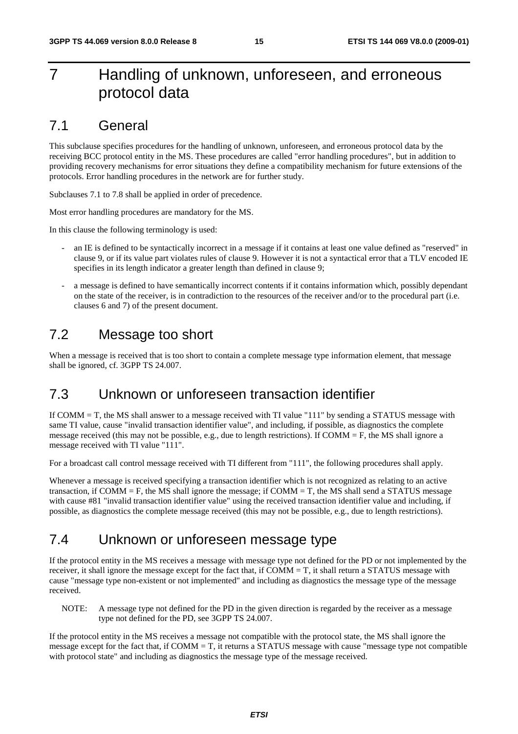# 7 Handling of unknown, unforeseen, and erroneous protocol data

## 7.1 General

This subclause specifies procedures for the handling of unknown, unforeseen, and erroneous protocol data by the receiving BCC protocol entity in the MS. These procedures are called "error handling procedures", but in addition to providing recovery mechanisms for error situations they define a compatibility mechanism for future extensions of the protocols. Error handling procedures in the network are for further study.

Subclauses 7.1 to 7.8 shall be applied in order of precedence.

Most error handling procedures are mandatory for the MS.

In this clause the following terminology is used:

- an IE is defined to be syntactically incorrect in a message if it contains at least one value defined as "reserved" in clause 9, or if its value part violates rules of clause 9. However it is not a syntactical error that a TLV encoded IE specifies in its length indicator a greater length than defined in clause 9;
- a message is defined to have semantically incorrect contents if it contains information which, possibly dependant on the state of the receiver, is in contradiction to the resources of the receiver and/or to the procedural part (i.e. clauses 6 and 7) of the present document.

## 7.2 Message too short

When a message is received that is too short to contain a complete message type information element, that message shall be ignored, cf. 3GPP TS 24.007.

## 7.3 Unknown or unforeseen transaction identifier

If COMM = T, the MS shall answer to a message received with TI value "111" by sending a STATUS message with same TI value, cause "invalid transaction identifier value", and including, if possible, as diagnostics the complete message received (this may not be possible, e.g., due to length restrictions). If COMM = F, the MS shall ignore a message received with TI value "111".

For a broadcast call control message received with TI different from "111", the following procedures shall apply.

Whenever a message is received specifying a transaction identifier which is not recognized as relating to an active transaction, if COMM = F, the MS shall ignore the message; if COMM = T, the MS shall send a STATUS message with cause #81 "invalid transaction identifier value" using the received transaction identifier value and including, if possible, as diagnostics the complete message received (this may not be possible, e.g., due to length restrictions).

## 7.4 Unknown or unforeseen message type

If the protocol entity in the MS receives a message with message type not defined for the PD or not implemented by the receiver, it shall ignore the message except for the fact that, if COMM = T, it shall return a STATUS message with cause "message type non-existent or not implemented" and including as diagnostics the message type of the message received.

NOTE: A message type not defined for the PD in the given direction is regarded by the receiver as a message type not defined for the PD, see 3GPP TS 24.007.

If the protocol entity in the MS receives a message not compatible with the protocol state, the MS shall ignore the message except for the fact that, if COMM = T, it returns a STATUS message with cause "message type not compatible with protocol state" and including as diagnostics the message type of the message received.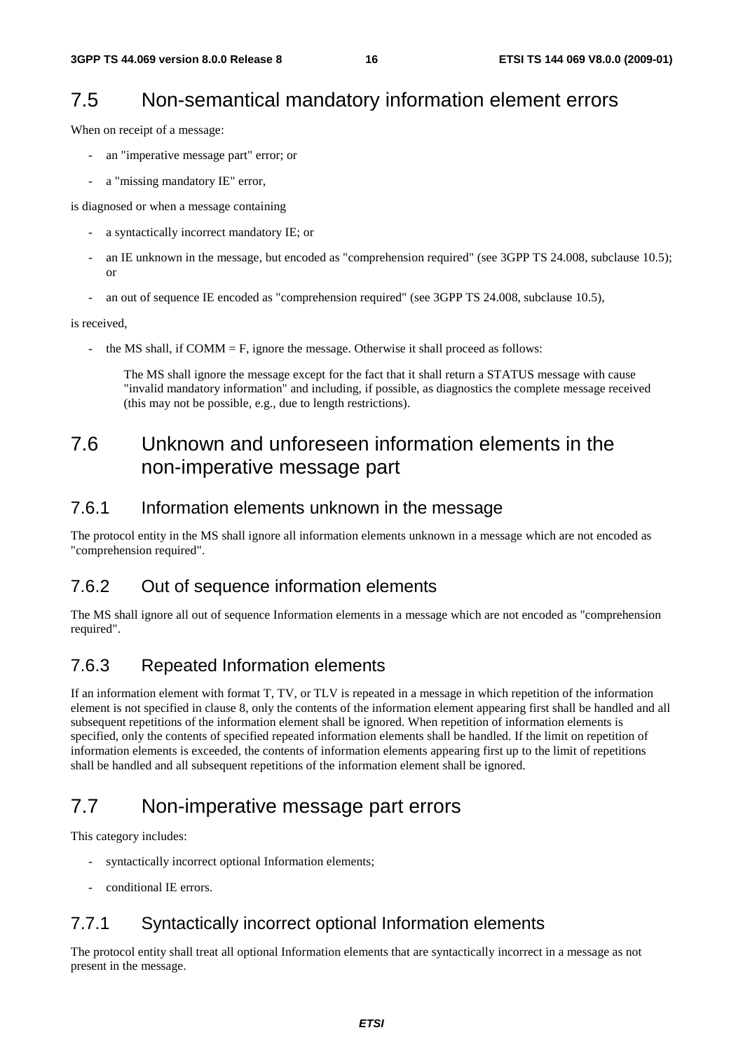## 7.5 Non-semantical mandatory information element errors

When on receipt of a message:

- an "imperative message part" error; or
- a "missing mandatory IE" error,

is diagnosed or when a message containing

- a syntactically incorrect mandatory IE; or
- an IE unknown in the message, but encoded as "comprehension required" (see 3GPP TS 24.008, subclause 10.5); or
- an out of sequence IE encoded as "comprehension required" (see 3GPP TS 24.008, subclause 10.5),

is received,

- the MS shall, if COMM = F, ignore the message. Otherwise it shall proceed as follows:

  The MS shall ignore the message except for the fact that it shall return a STATUS message with cause "invalid mandatory information" and including, if possible, as diagnostics the complete message received (this may not be possible, e.g., due to length restrictions).

## 7.6 Unknown and unforeseen information elements in the non-imperative message part

### 7.6.1 Information elements unknown in the message

The protocol entity in the MS shall ignore all information elements unknown in a message which are not encoded as "comprehension required".

### 7.6.2 Out of sequence information elements

The MS shall ignore all out of sequence Information elements in a message which are not encoded as "comprehension required".

### 7.6.3 Repeated Information elements

If an information element with format T, TV, or TLV is repeated in a message in which repetition of the information element is not specified in clause 8, only the contents of the information element appearing first shall be handled and all subsequent repetitions of the information element shall be ignored. When repetition of information elements is specified, only the contents of specified repeated information elements shall be handled. If the limit on repetition of information elements is exceeded, the contents of information elements appearing first up to the limit of repetitions shall be handled and all subsequent repetitions of the information element shall be ignored.

## 7.7 Non-imperative message part errors

This category includes:

- syntactically incorrect optional Information elements;
- conditional IE errors.

### 7.7.1 Syntactically incorrect optional Information elements

The protocol entity shall treat all optional Information elements that are syntactically incorrect in a message as not present in the message.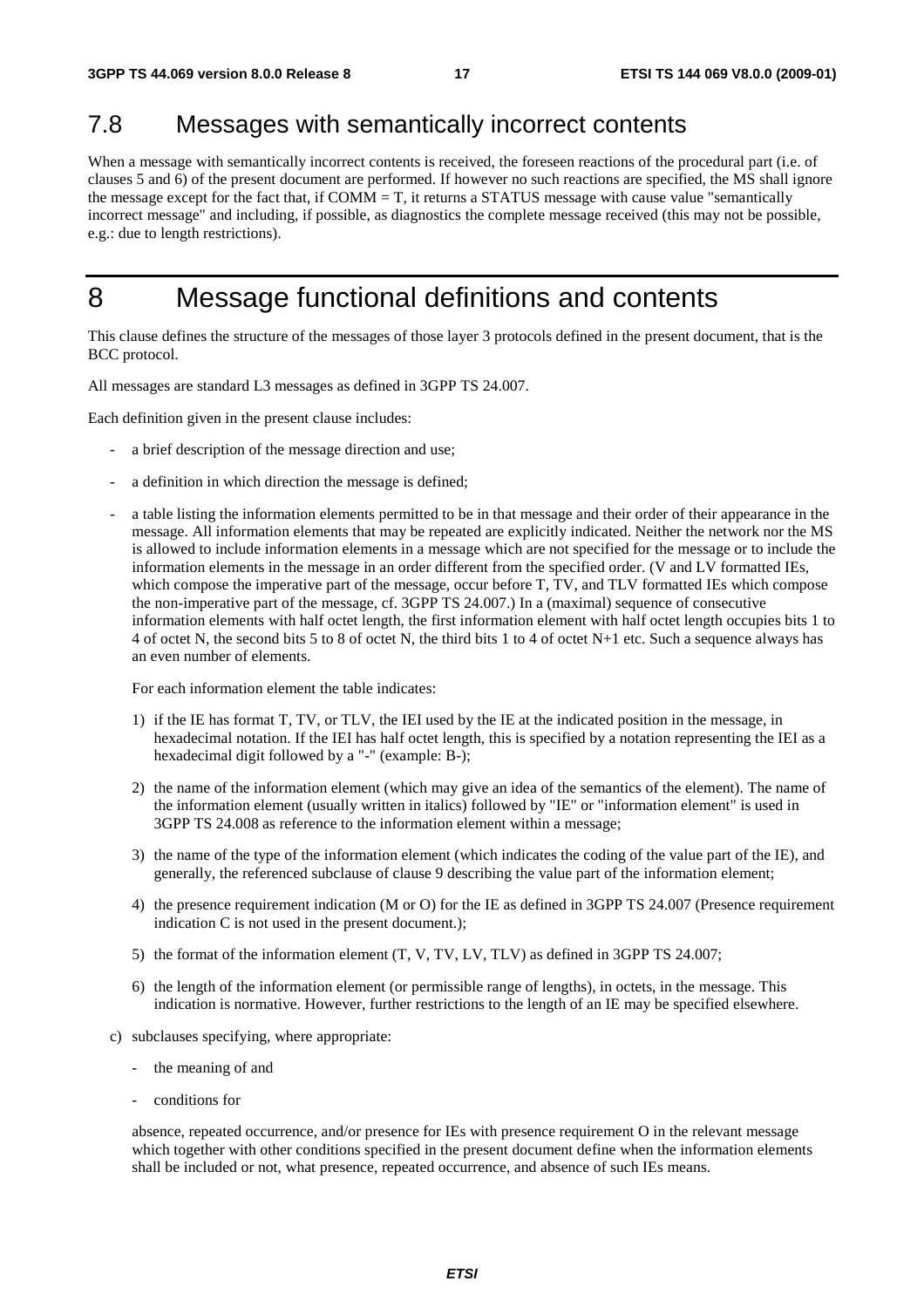## 7.8 Messages with semantically incorrect contents

When a message with semantically incorrect contents is received, the foreseen reactions of the procedural part (i.e. of clauses 5 and 6) of the present document are performed. If however no such reactions are specified, the MS shall ignore the message except for the fact that, if COMM = T, it returns a STATUS message with cause value "semantically incorrect message" and including, if possible, as diagnostics the complete message received (this may not be possible, e.g.: due to length restrictions).

# 8 Message functional definitions and contents

This clause defines the structure of the messages of those layer 3 protocols defined in the present document, that is the BCC protocol.

All messages are standard L3 messages as defined in 3GPP TS 24.007.

Each definition given in the present clause includes:

- a brief description of the message direction and use;
- a definition in which direction the message is defined;
- a table listing the information elements permitted to be in that message and their order of their appearance in the message. All information elements that may be repeated are explicitly indicated. Neither the network nor the MS is allowed to include information elements in a message which are not specified for the message or to include the information elements in the message in an order different from the specified order. (V and LV formatted IEs, which compose the imperative part of the message, occur before T, TV, and TLV formatted IEs which compose the non-imperative part of the message, cf. 3GPP TS 24.007.) In a (maximal) sequence of consecutive information elements with half octet length, the first information element with half octet length occupies bits 1 to 4 of octet N, the second bits 5 to 8 of octet N, the third bits 1 to 4 of octet N+1 etc. Such a sequence always has an even number of elements.

  For each information element the table indicates:

  1) if the IE has format T, TV, or TLV, the IEI used by the IE at the indicated position in the message, in hexadecimal notation. If the IEI has half octet length, this is specified by a notation representing the IEI as a hexadecimal digit followed by a "-" (example: B-);
  2) the name of the information element (which may give an idea of the semantics of the element). The name of the information element (usually written in italics) followed by "IE" or "information element" is used in 3GPP TS 24.008 as reference to the information element within a message;
  3) the name of the type of the information element (which indicates the coding of the value part of the IE), and generally, the referenced subclause of clause 9 describing the value part of the information element;
  4) the presence requirement indication (M or O) for the IE as defined in 3GPP TS 24.007 (Presence requirement indication C is not used in the present document.);
  5) the format of the information element (T, V, TV, LV, TLV) as defined in 3GPP TS 24.007;
  6) the length of the information element (or permissible range of lengths), in octets, in the message. This indication is normative. However, further restrictions to the length of an IE may be specified elsewhere.

c) subclauses specifying, where appropriate:

   - the meaning of and
   - conditions for

   absence, repeated occurrence, and/or presence for IEs with presence requirement O in the relevant message which together with other conditions specified in the present document define when the information elements shall be included or not, what presence, repeated occurrence, and absence of such IEs means.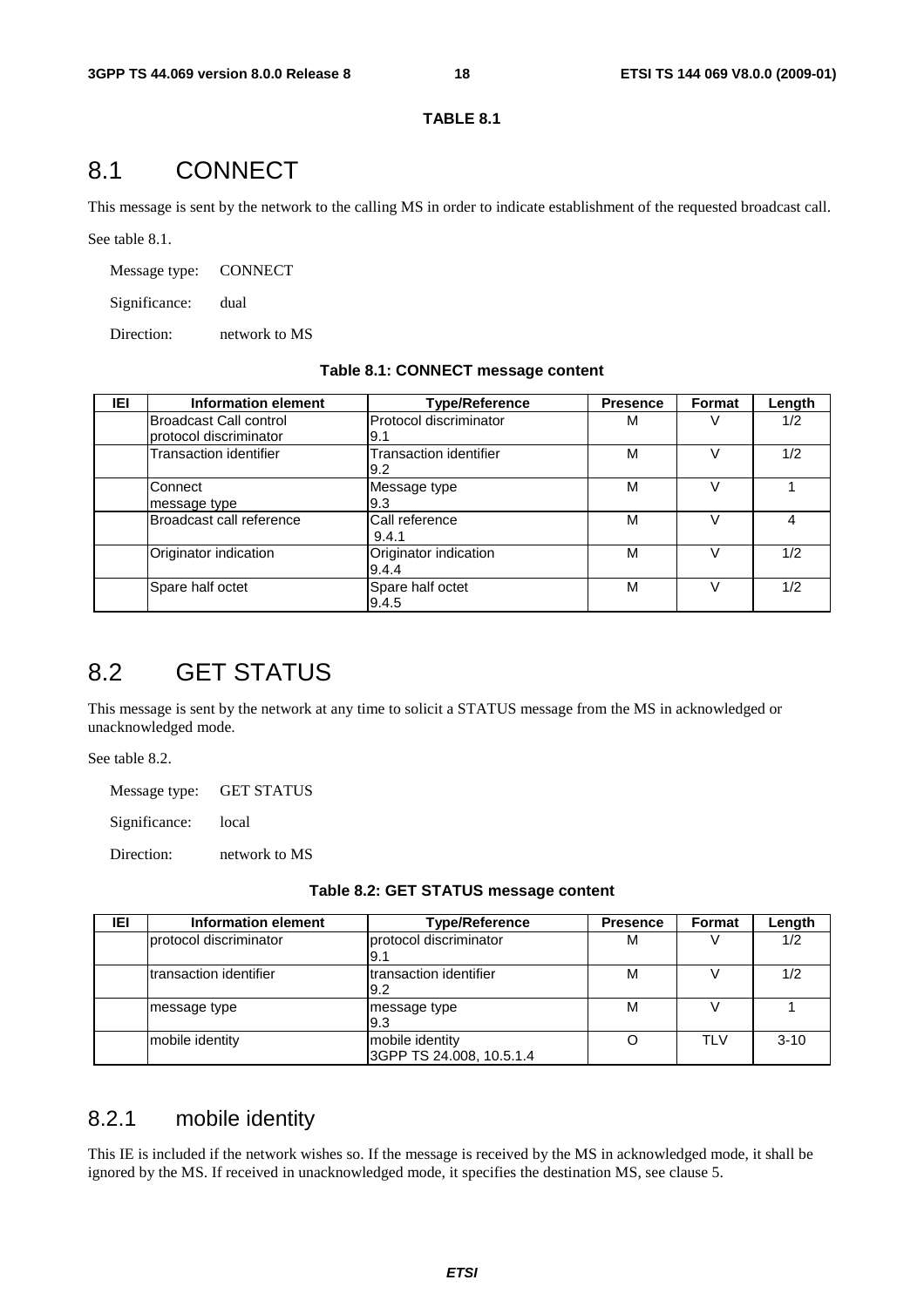**TABLE 8.1**

# 8.1 CONNECT

This message is sent by the network to the calling MS in order to indicate establishment of the requested broadcast call.

See table 8.1.

Message type: CONNECT

Significance: dual

Direction: network to MS

**Table 8.1: CONNECT message content**

| IEI | Information element | Type/Reference | Presence | Format | Length |
|---|---|---|---|---|---|
| | Broadcast Call control protocol discriminator | Protocol discriminator 9.1 | M | V | 1/2 |
| | Transaction identifier | Transaction identifier 9.2 | M | V | 1/2 |
| | Connect message type | Message type 9.3 | M | V | 1 |
| | Broadcast call reference | Call reference 9.4.1 | M | V | 4 |
| | Originator indication | Originator indication 9.4.4 | M | V | 1/2 |
| | Spare half octet | Spare half octet 9.4.5 | M | V | 1/2 |

# 8.2 GET STATUS

This message is sent by the network at any time to solicit a STATUS message from the MS in acknowledged or unacknowledged mode.

See table 8.2.

Message type: GET STATUS

Significance: local

Direction: network to MS

**Table 8.2: GET STATUS message content**

| IEI | Information element | Type/Reference | Presence | Format | Length |
|---|---|---|---|---|---|
| | protocol discriminator | protocol discriminator 9.1 | M | V | 1/2 |
| | transaction identifier | transaction identifier 9.2 | M | V | 1/2 |
| | message type | message type 9.3 | M | V | 1 |
| | mobile identity | mobile identity 3GPP TS 24.008, 10.5.1.4 | O | TLV | 3-10 |

## 8.2.1 mobile identity

This IE is included if the network wishes so. If the message is received by the MS in acknowledged mode, it shall be ignored by the MS. If received in unacknowledged mode, it specifies the destination MS, see clause 5.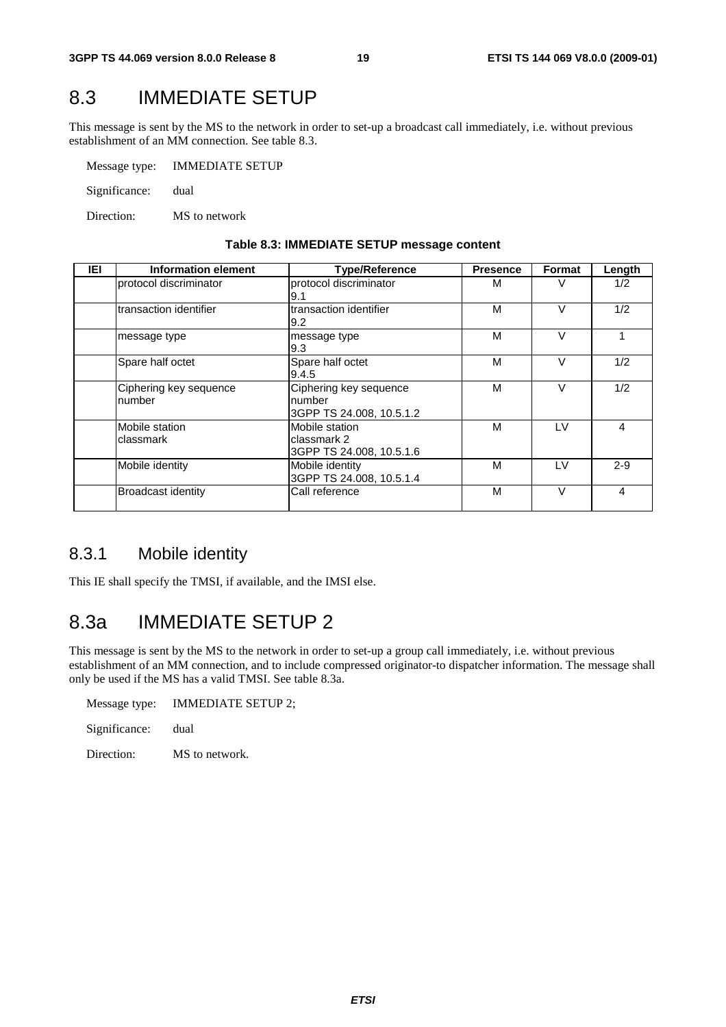# 8.3 IMMEDIATE SETUP

This message is sent by the MS to the network in order to set-up a broadcast call immediately, i.e. without previous establishment of an MM connection. See table 8.3.

Message type: IMMEDIATE SETUP

Significance: dual

Direction: MS to network

**Table 8.3: IMMEDIATE SETUP message content**

| IEI | Information element | Type/Reference | Presence | Format | Length |
|---|---|---|---|---|---|
| | protocol discriminator | protocol discriminator 9.1 | M | V | 1/2 |
| | transaction identifier | transaction identifier 9.2 | M | V | 1/2 |
| | message type | message type 9.3 | M | V | 1 |
| | Spare half octet | Spare half octet 9.4.5 | M | V | 1/2 |
| | Ciphering key sequence number | Ciphering key sequence number 3GPP TS 24.008, 10.5.1.2 | M | V | 1/2 |
| | Mobile station classmark | Mobile station classmark 2 3GPP TS 24.008, 10.5.1.6 | M | LV | 4 |
| | Mobile identity | Mobile identity 3GPP TS 24.008, 10.5.1.4 | M | LV | 2-9 |
| | Broadcast identity | Call reference | M | V | 4 |

## 8.3.1 Mobile identity

This IE shall specify the TMSI, if available, and the IMSI else.

# 8.3a IMMEDIATE SETUP 2

This message is sent by the MS to the network in order to set-up a group call immediately, i.e. without previous establishment of an MM connection, and to include compressed originator-to dispatcher information. The message shall only be used if the MS has a valid TMSI. See table 8.3a.

Message type: IMMEDIATE SETUP 2;

Significance: dual

Direction: MS to network.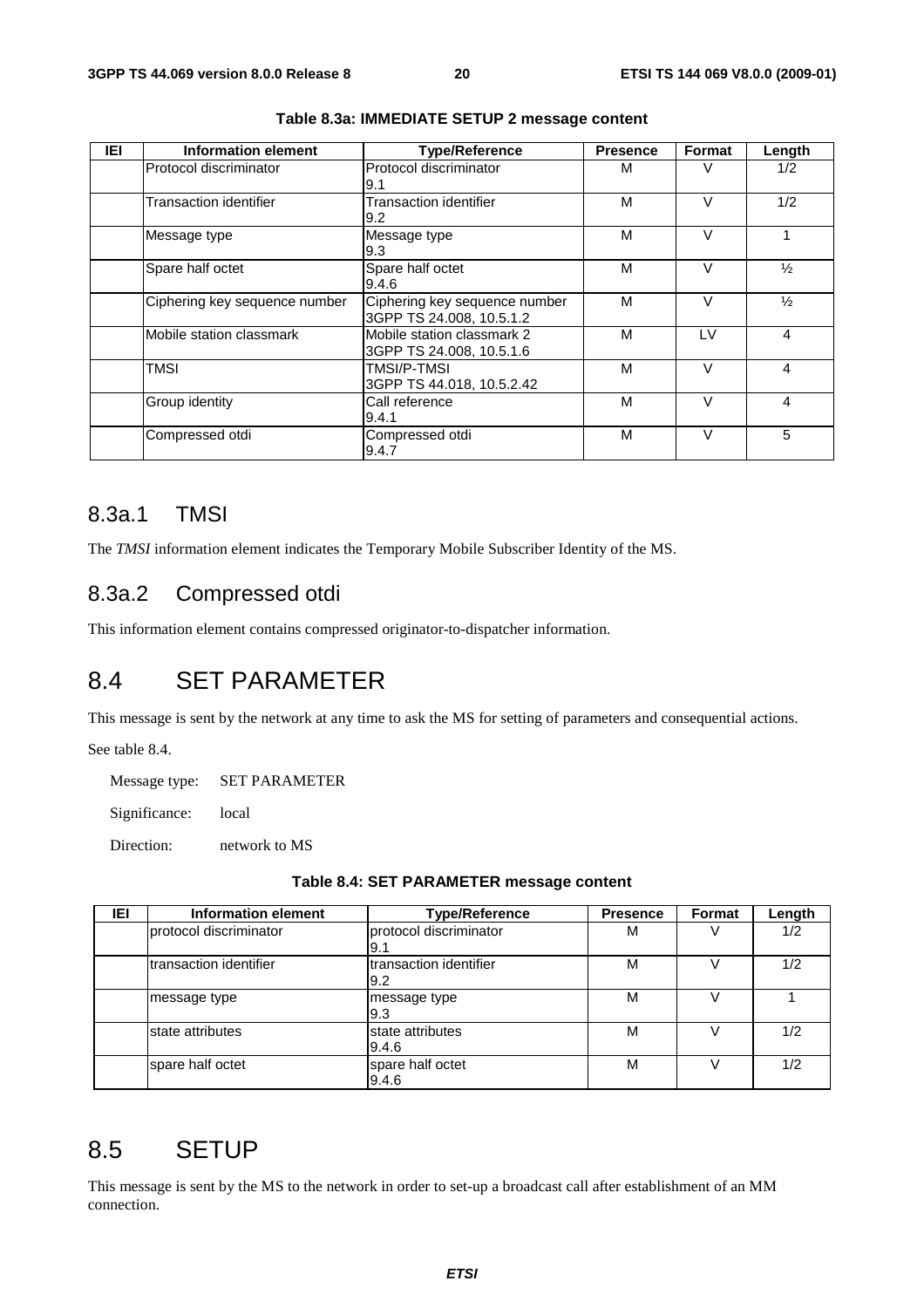**Table 8.3a: IMMEDIATE SETUP 2 message content**

| IEI | Information element | Type/Reference | Presence | Format | Length |
|---|---|---|---|---|---|
| | Protocol discriminator | Protocol discriminator 9.1 | M | V | 1/2 |
| | Transaction identifier | Transaction identifier 9.2 | M | V | 1/2 |
| | Message type | Message type 9.3 | M | V | 1 |
| | Spare half octet | Spare half octet 9.4.6 | M | V | ½ |
| | Ciphering key sequence number | Ciphering key sequence number 3GPP TS 24.008, 10.5.1.2 | M | V | ½ |
| | Mobile station classmark | Mobile station classmark 2 3GPP TS 24.008, 10.5.1.6 | M | LV | 4 |
| | TMSI | TMSI/P-TMSI 3GPP TS 44.018, 10.5.2.42 | M | V | 4 |
| | Group identity | Call reference 9.4.1 | M | V | 4 |
| | Compressed otdi | Compressed otdi 9.4.7 | M | V | 5 |

### 8.3a.1 TMSI

The *TMSI* information element indicates the Temporary Mobile Subscriber Identity of the MS.

### 8.3a.2 Compressed otdi

This information element contains compressed originator-to-dispatcher information.

## 8.4 SET PARAMETER

This message is sent by the network at any time to ask the MS for setting of parameters and consequential actions.

See table 8.4.

Message type: SET PARAMETER

Significance: local

Direction: network to MS

**Table 8.4: SET PARAMETER message content**

| IEI | Information element | Type/Reference | Presence | Format | Length |
|---|---|---|---|---|---|
| | protocol discriminator | protocol discriminator 9.1 | M | V | 1/2 |
| | transaction identifier | transaction identifier 9.2 | M | V | 1/2 |
| | message type | message type 9.3 | M | V | 1 |
| | state attributes | state attributes 9.4.6 | M | V | 1/2 |
| | spare half octet | spare half octet 9.4.6 | M | V | 1/2 |

## 8.5 SETUP

This message is sent by the MS to the network in order to set-up a broadcast call after establishment of an MM connection.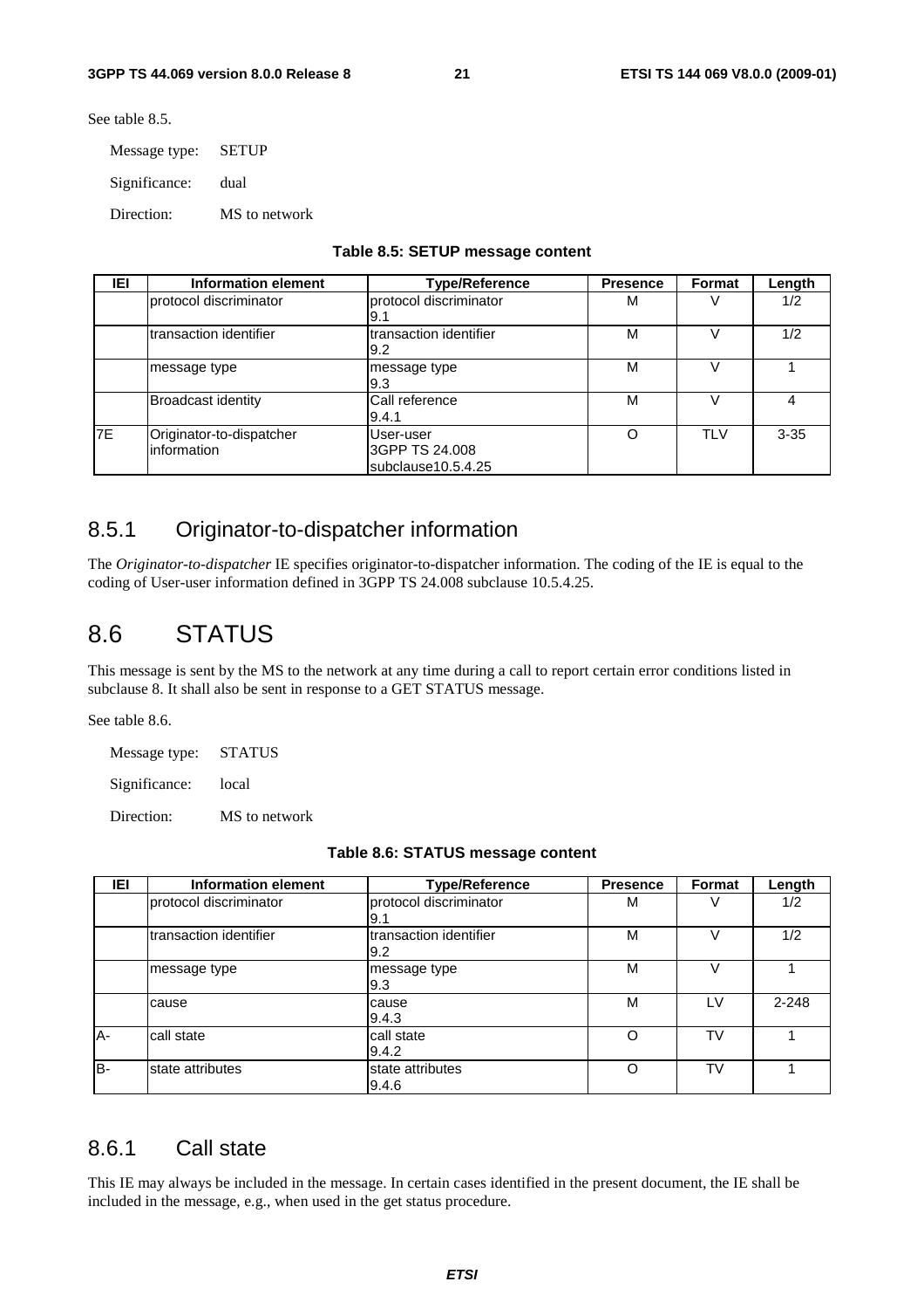See table 8.5.

Message type: SETUP

Significance: dual

Direction: MS to network

**Table 8.5: SETUP message content**

| IEI | Information element | Type/Reference | Presence | Format | Length |
|---|---|---|---|---|---|
| | protocol discriminator | protocol discriminator 9.1 | M | V | 1/2 |
| | transaction identifier | transaction identifier 9.2 | M | V | 1/2 |
| | message type | message type 9.3 | M | V | 1 |
| | Broadcast identity | Call reference 9.4.1 | M | V | 4 |
| 7E | Originator-to-dispatcher information | User-user 3GPP TS 24.008 subclause10.5.4.25 | O | TLV | 3-35 |

### 8.5.1 Originator-to-dispatcher information

The *Originator-to-dispatcher* IE specifies originator-to-dispatcher information. The coding of the IE is equal to the coding of User-user information defined in 3GPP TS 24.008 subclause 10.5.4.25.

## 8.6 STATUS

This message is sent by the MS to the network at any time during a call to report certain error conditions listed in subclause 8. It shall also be sent in response to a GET STATUS message.

See table 8.6.

Message type: STATUS

Significance: local

Direction: MS to network

**Table 8.6: STATUS message content**

| IEI | Information element | Type/Reference | Presence | Format | Length |
|---|---|---|---|---|---|
| | protocol discriminator | protocol discriminator 9.1 | M | V | 1/2 |
| | transaction identifier | transaction identifier 9.2 | M | V | 1/2 |
| | message type | message type 9.3 | M | V | 1 |
| | cause | cause 9.4.3 | M | LV | 2-248 |
| A- | call state | call state 9.4.2 | O | TV | 1 |
| B- | state attributes | state attributes 9.4.6 | O | TV | 1 |

### 8.6.1 Call state

This IE may always be included in the message. In certain cases identified in the present document, the IE shall be included in the message, e.g., when used in the get status procedure.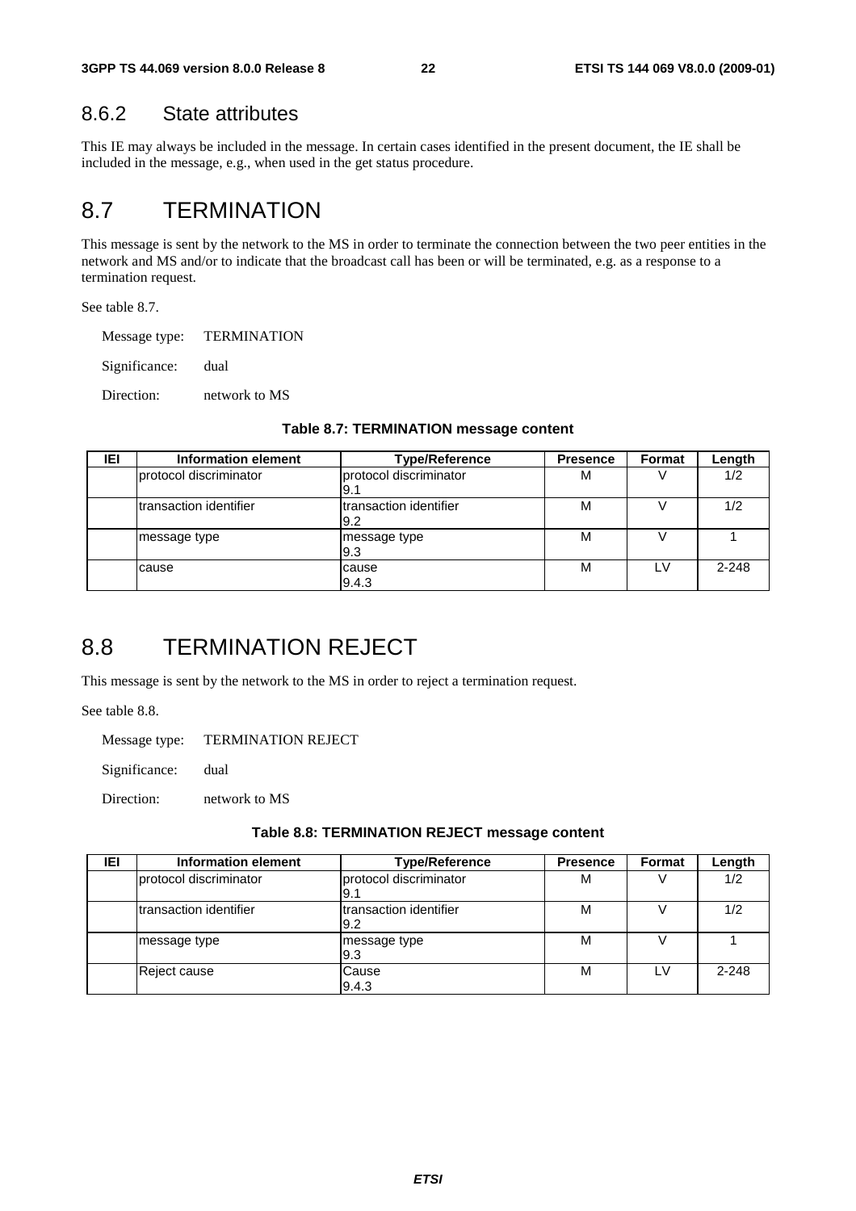### 8.6.2 State attributes

This IE may always be included in the message. In certain cases identified in the present document, the IE shall be included in the message, e.g., when used in the get status procedure.

## 8.7 TERMINATION

This message is sent by the network to the MS in order to terminate the connection between the two peer entities in the network and MS and/or to indicate that the broadcast call has been or will be terminated, e.g. as a response to a termination request.

See table 8.7.

Message type: TERMINATION

Significance: dual

Direction: network to MS

**Table 8.7: TERMINATION message content**

| IEI | Information element | Type/Reference | Presence | Format | Length |
|---|---|---|---|---|---|
| | protocol discriminator | protocol discriminator 9.1 | M | V | 1/2 |
| | transaction identifier | transaction identifier 9.2 | M | V | 1/2 |
| | message type | message type 9.3 | M | V | 1 |
| | cause | cause 9.4.3 | M | LV | 2-248 |

## 8.8 TERMINATION REJECT

This message is sent by the network to the MS in order to reject a termination request.

See table 8.8.

Message type: TERMINATION REJECT

Significance: dual

Direction: network to MS

**Table 8.8: TERMINATION REJECT message content**

| IEI | Information element | Type/Reference | Presence | Format | Length |
|---|---|---|---|---|---|
| | protocol discriminator | protocol discriminator 9.1 | M | V | 1/2 |
| | transaction identifier | transaction identifier 9.2 | M | V | 1/2 |
| | message type | message type 9.3 | M | V | 1 |
| | Reject cause | Cause 9.4.3 | M | LV | 2-248 |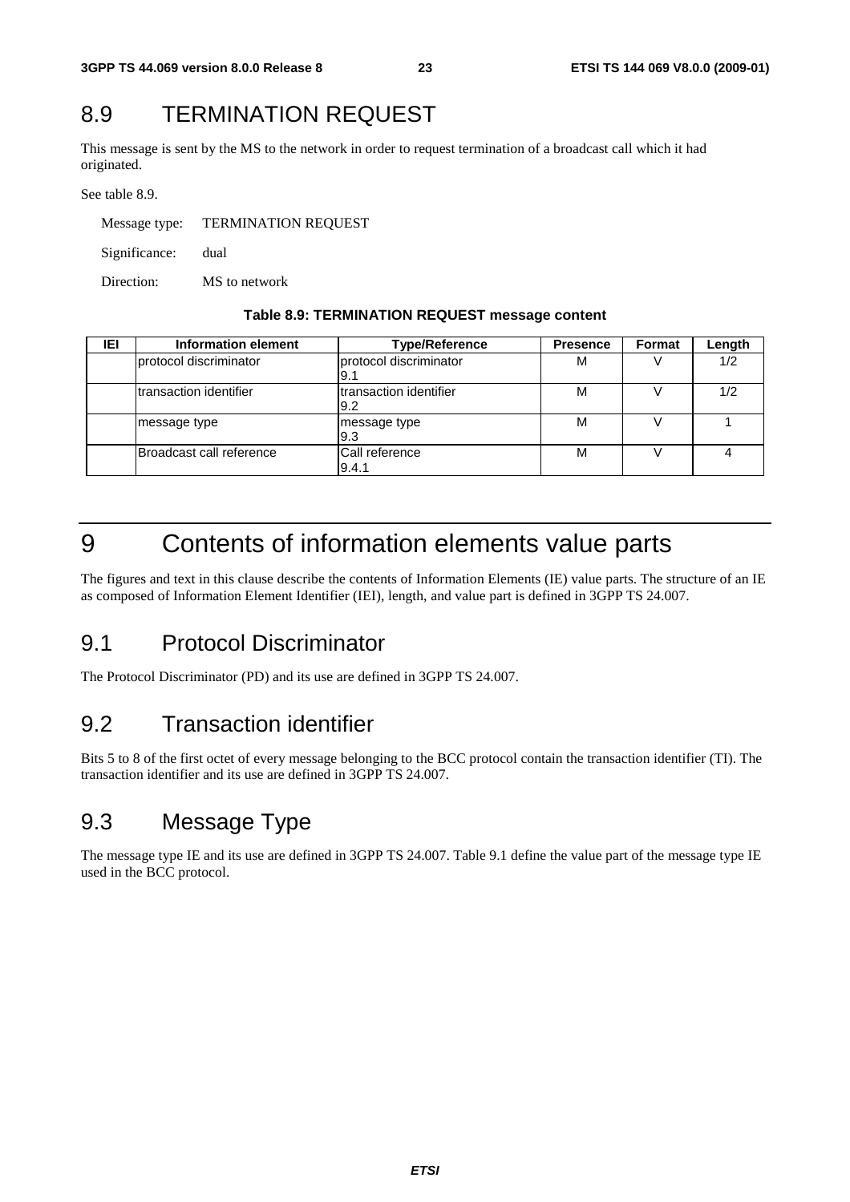## 8.9 TERMINATION REQUEST

This message is sent by the MS to the network in order to request termination of a broadcast call which it had originated.

See table 8.9.

Message type: TERMINATION REQUEST

Significance: dual

Direction: MS to network

**Table 8.9: TERMINATION REQUEST message content**

| IEI | Information element | Type/Reference | Presence | Format | Length |
|---|---|---|---|---|---|
| | protocol discriminator | protocol discriminator 9.1 | M | V | 1/2 |
| | transaction identifier | transaction identifier 9.2 | M | V | 1/2 |
| | message type | message type 9.3 | M | V | 1 |
| | Broadcast call reference | Call reference 9.4.1 | M | V | 4 |

# 9 Contents of information elements value parts

The figures and text in this clause describe the contents of Information Elements (IE) value parts. The structure of an IE as composed of Information Element Identifier (IEI), length, and value part is defined in 3GPP TS 24.007.

## 9.1 Protocol Discriminator

The Protocol Discriminator (PD) and its use are defined in 3GPP TS 24.007.

## 9.2 Transaction identifier

Bits 5 to 8 of the first octet of every message belonging to the BCC protocol contain the transaction identifier (TI). The transaction identifier and its use are defined in 3GPP TS 24.007.

## 9.3 Message Type

The message type IE and its use are defined in 3GPP TS 24.007. Table 9.1 define the value part of the message type IE used in the BCC protocol.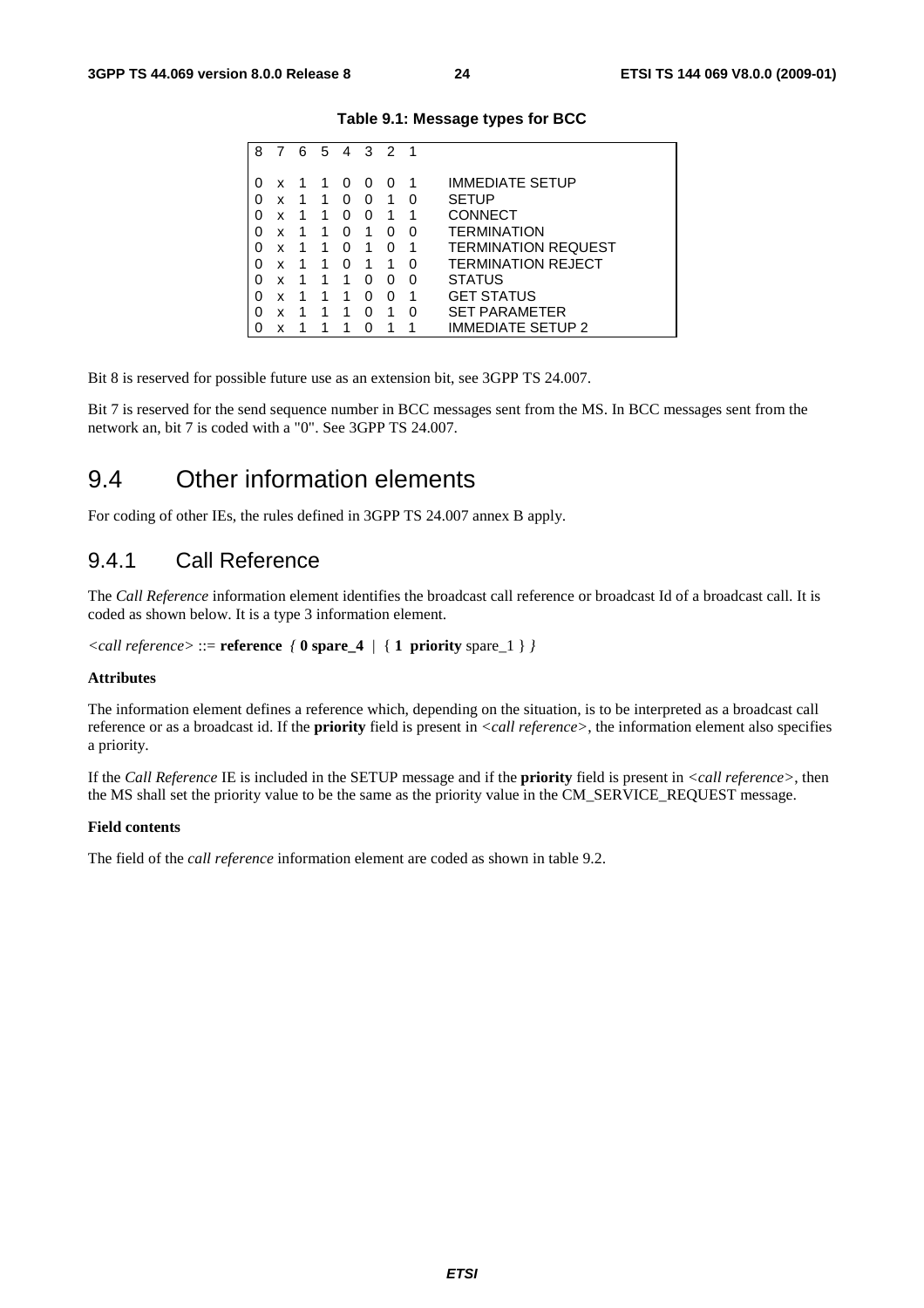**Table 9.1: Message types for BCC**

| 8 | 7 | 6 | 5 | 4 | 3 | 2 | 1 | |
|---|---|---|---|---|---|---|---|---|
| 0 | x | 1 | 1 | 0 | 0 | 0 | 1 | IMMEDIATE SETUP |
| 0 | x | 1 | 1 | 0 | 0 | 1 | 0 | SETUP |
| 0 | x | 1 | 1 | 0 | 0 | 1 | 1 | CONNECT |
| 0 | x | 1 | 1 | 0 | 1 | 0 | 0 | TERMINATION |
| 0 | x | 1 | 1 | 0 | 1 | 0 | 1 | TERMINATION REQUEST |
| 0 | x | 1 | 1 | 0 | 1 | 1 | 0 | TERMINATION REJECT |
| 0 | x | 1 | 1 | 1 | 0 | 0 | 0 | STATUS |
| 0 | x | 1 | 1 | 1 | 0 | 0 | 1 | GET STATUS |
| 0 | x | 1 | 1 | 1 | 0 | 1 | 0 | SET PARAMETER |
| 0 | x | 1 | 1 | 1 | 0 | 1 | 1 | IMMEDIATE SETUP 2 |

Bit 8 is reserved for possible future use as an extension bit, see 3GPP TS 24.007.

Bit 7 is reserved for the send sequence number in BCC messages sent from the MS. In BCC messages sent from the network an, bit 7 is coded with a "0". See 3GPP TS 24.007.

## 9.4 Other information elements

For coding of other IEs, the rules defined in 3GPP TS 24.007 annex B apply.

### 9.4.1 Call Reference

The *Call Reference* information element identifies the broadcast call reference or broadcast Id of a broadcast call. It is coded as shown below. It is a type 3 information element.

*<call reference>* ::= **reference** *{* **0 spare_4** | { **1 priority** spare_1 } *}*

**Attributes**

The information element defines a reference which, depending on the situation, is to be interpreted as a broadcast call reference or as a broadcast id. If the **priority** field is present in *<call reference>*, the information element also specifies a priority.

If the *Call Reference* IE is included in the SETUP message and if the **priority** field is present in *<call reference>*, then the MS shall set the priority value to be the same as the priority value in the CM_SERVICE_REQUEST message.

**Field contents**

The field of the *call reference* information element are coded as shown in table 9.2.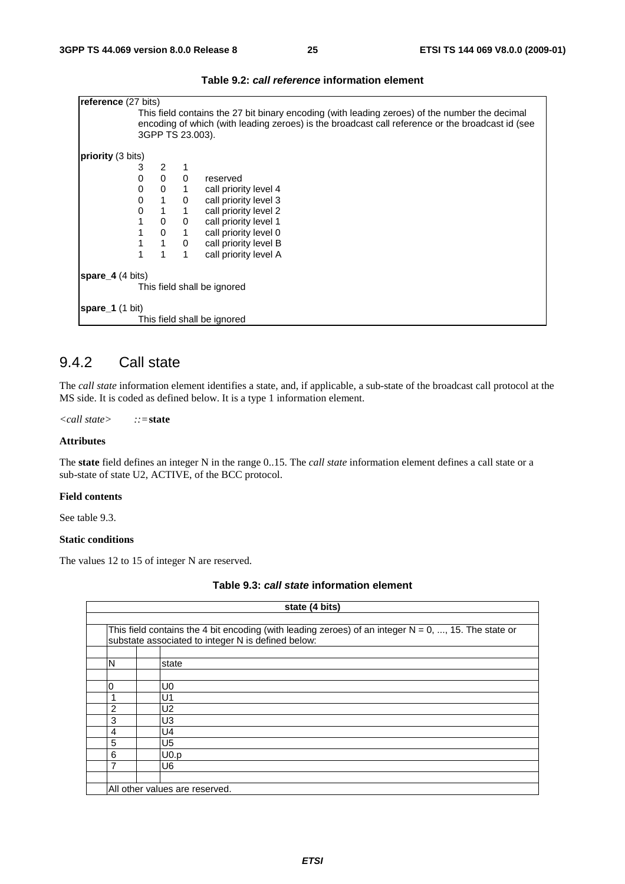**Table 9.2: *call reference* information element**

| |
|---|
| **reference** (27 bits)<br>This field contains the 27 bit binary encoding (with leading zeroes) of the number the decimal encoding of which (with leading zeroes) is the broadcast call reference or the broadcast id (see 3GPP TS 23.003). |
| **priority** (3 bits) |

| 3 | 2 | 1 | |
|---|---|---|---|
| 0 | 0 | 0 | reserved |
| 0 | 0 | 1 | call priority level 4 |
| 0 | 1 | 0 | call priority level 3 |
| 0 | 1 | 1 | call priority level 2 |
| 1 | 0 | 0 | call priority level 1 |
| 1 | 0 | 1 | call priority level 0 |
| 1 | 1 | 0 | call priority level B |
| 1 | 1 | 1 | call priority level A |

| |
|---|
| **spare_4** (4 bits)<br>This field shall be ignored |
| **spare_1** (1 bit)<br>This field shall be ignored |

## 9.4.2 Call state

The *call state* information element identifies a state, and, if applicable, a sub-state of the broadcast call protocol at the MS side. It is coded as defined below. It is a type 1 information element.

*<call state>* ::= **state**

**Attributes**

The **state** field defines an integer N in the range 0..15. The *call state* information element defines a call state or a sub-state of state U2, ACTIVE, of the BCC protocol.

**Field contents**

See table 9.3.

**Static conditions**

The values 12 to 15 of integer N are reserved.

**Table 9.3: *call state* information element**

| **state (4 bits)** | |
|---|---|
| This field contains the 4 bit encoding (with leading zeroes) of an integer N = 0, ..., 15. The state or substate associated to integer N is defined below: | |
| N | state |
| 0 | U0 |
| 1 | U1 |
| 2 | U2 |
| 3 | U3 |
| 4 | U4 |
| 5 | U5 |
| 6 | U0.p |
| 7 | U6 |
| All other values are reserved. | |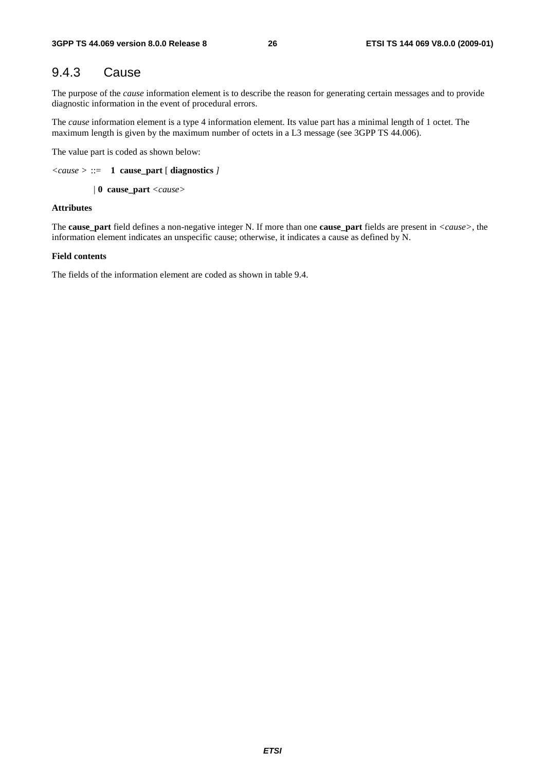### 9.4.3 Cause

The purpose of the *cause* information element is to describe the reason for generating certain messages and to provide diagnostic information in the event of procedural errors.

The *cause* information element is a type 4 information element. Its value part has a minimal length of 1 octet. The maximum length is given by the maximum number of octets in a L3 message (see 3GPP TS 44.006).

The value part is coded as shown below:

*<cause >* ::= **1 cause_part** [ **diagnostics** *]*

| **0 cause_part** *<cause>*

**Attributes**

The **cause_part** field defines a non-negative integer N. If more than one **cause_part** fields are present in *<cause>*, the information element indicates an unspecific cause; otherwise, it indicates a cause as defined by N.

**Field contents**

The fields of the information element are coded as shown in table 9.4.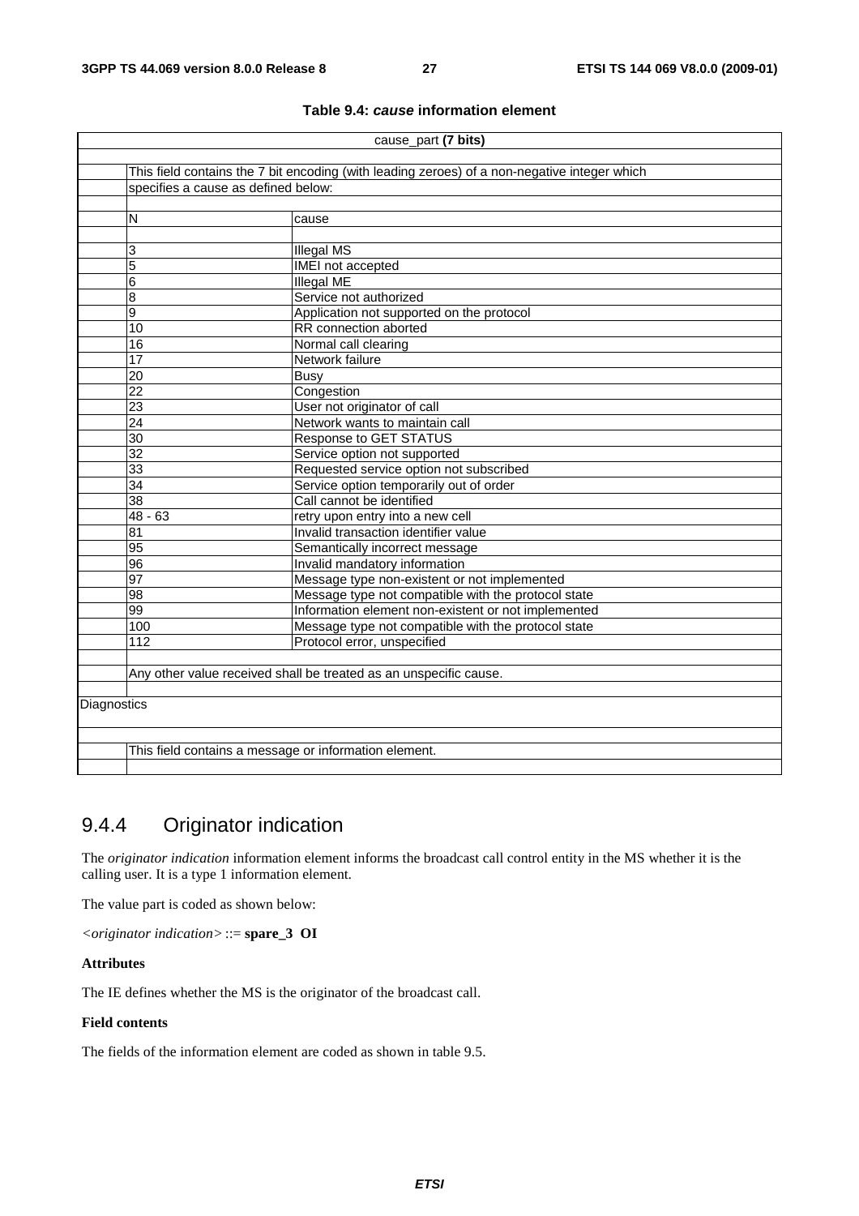**Table 9.4: *cause* information element**

| cause_part **(7 bits)** | | |
|---|---|---|
| | This field contains the 7 bit encoding (with leading zeroes) of a non-negative integer which specifies a cause as defined below: | |
| | N | cause |
| | 3 | Illegal MS |
| | 5 | IMEI not accepted |
| | 6 | Illegal ME |
| | 8 | Service not authorized |
| | 9 | Application not supported on the protocol |
| | 10 | RR connection aborted |
| | 16 | Normal call clearing |
| | 17 | Network failure |
| | 20 | Busy |
| | 22 | Congestion |
| | 23 | User not originator of call |
| | 24 | Network wants to maintain call |
| | 30 | Response to GET STATUS |
| | 32 | Service option not supported |
| | 33 | Requested service option not subscribed |
| | 34 | Service option temporarily out of order |
| | 38 | Call cannot be identified |
| | 48 - 63 | retry upon entry into a new cell |
| | 81 | Invalid transaction identifier value |
| | 95 | Semantically incorrect message |
| | 96 | Invalid mandatory information |
| | 97 | Message type non-existent or not implemented |
| | 98 | Message type not compatible with the protocol state |
| | 99 | Information element non-existent or not implemented |
| | 100 | Message type not compatible with the protocol state |
| | 112 | Protocol error, unspecified |
| | Any other value received shall be treated as an unspecific cause. | |
| Diagnostics | | |
| | This field contains a message or information element. | |

## 9.4.4 Originator indication

The *originator indication* information element informs the broadcast call control entity in the MS whether it is the calling user. It is a type 1 information element.

The value part is coded as shown below:

*<originator indication>* ::= **spare_3 OI**

**Attributes**

The IE defines whether the MS is the originator of the broadcast call.

**Field contents**

The fields of the information element are coded as shown in table 9.5.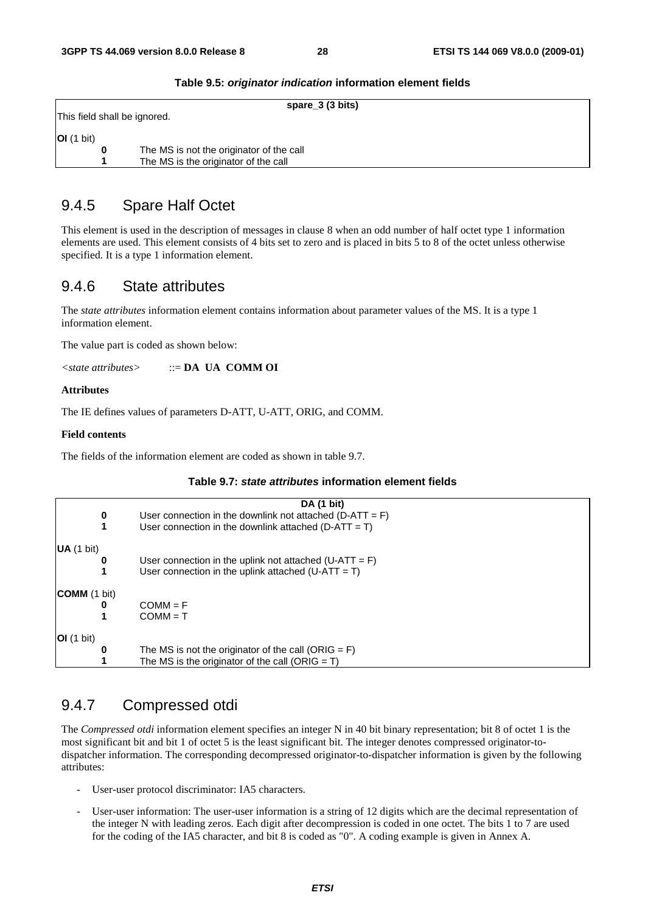**Table 9.5: *originator indication* information element fields**

| | |
|---|---|
| **spare_3 (3 bits)** | |
| This field shall be ignored. | |
| **OI** (1 bit) | |
| **0** | The MS is not the originator of the call |
| **1** | The MS is the originator of the call |

## 9.4.5 Spare Half Octet

This element is used in the description of messages in clause 8 when an odd number of half octet type 1 information elements are used. This element consists of 4 bits set to zero and is placed in bits 5 to 8 of the octet unless otherwise specified. It is a type 1 information element.

## 9.4.6 State attributes

The *state attributes* information element contains information about parameter values of the MS. It is a type 1 information element.

The value part is coded as shown below:

*<state attributes>* ::= **DA UA COMM OI**

**Attributes**

The IE defines values of parameters D-ATT, U-ATT, ORIG, and COMM.

**Field contents**

The fields of the information element are coded as shown in table 9.7.

**Table 9.7: *state attributes* information element fields**

| | |
|---|---|
| **DA (1 bit)** | |
| **0** | User connection in the downlink not attached (D-ATT = F) |
| **1** | User connection in the downlink attached (D-ATT = T) |
| **UA** (1 bit) | |
| **0** | User connection in the uplink not attached (U-ATT = F) |
| **1** | User connection in the uplink attached (U-ATT = T) |
| **COMM** (1 bit) | |
| **0** | COMM = F |
| **1** | COMM = T |
| **OI** (1 bit) | |
| **0** | The MS is not the originator of the call (ORIG = F) |
| **1** | The MS is the originator of the call (ORIG = T) |

## 9.4.7 Compressed otdi

The *Compressed otdi* information element specifies an integer N in 40 bit binary representation; bit 8 of octet 1 is the most significant bit and bit 1 of octet 5 is the least significant bit. The integer denotes compressed originator-to-dispatcher information. The corresponding decompressed originator-to-dispatcher information is given by the following attributes:

- User-user protocol discriminator: IA5 characters.
- User-user information: The user-user information is a string of 12 digits which are the decimal representation of the integer N with leading zeros. Each digit after decompression is coded in one octet. The bits 1 to 7 are used for the coding of the IA5 character, and bit 8 is coded as "0". A coding example is given in Annex A.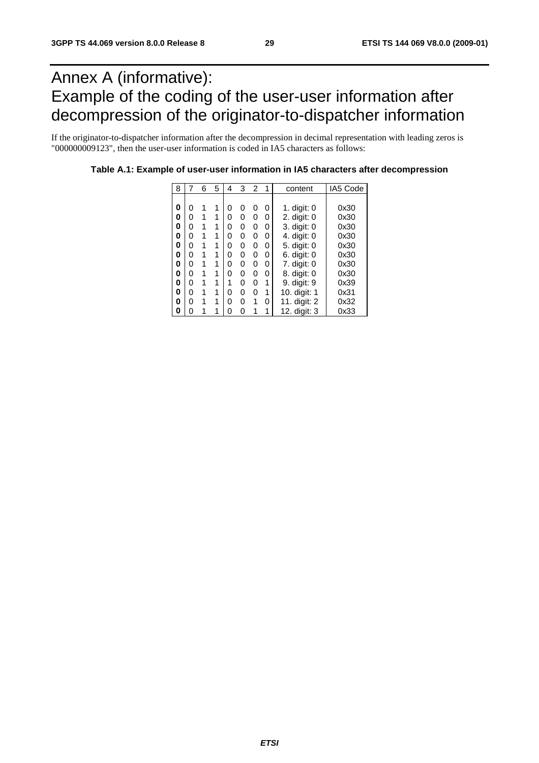# Annex A (informative): Example of the coding of the user-user information after decompression of the originator-to-dispatcher information

If the originator-to-dispatcher information after the decompression in decimal representation with leading zeros is "000000009123", then the user-user information is coded in IA5 characters as follows:

**Table A.1: Example of user-user information in IA5 characters after decompression**

| 8 | 7 | 6 | 5 | 4 | 3 | 2 | 1 | content | IA5 Code |
|---|---|---|---|---|---|---|---|---|---|
| **0** | 0 | 1 | 1 | 0 | 0 | 0 | 0 | 1. digit: 0 | 0x30 |
| **0** | 0 | 1 | 1 | 0 | 0 | 0 | 0 | 2. digit: 0 | 0x30 |
| **0** | 0 | 1 | 1 | 0 | 0 | 0 | 0 | 3. digit: 0 | 0x30 |
| **0** | 0 | 1 | 1 | 0 | 0 | 0 | 0 | 4. digit: 0 | 0x30 |
| **0** | 0 | 1 | 1 | 0 | 0 | 0 | 0 | 5. digit: 0 | 0x30 |
| **0** | 0 | 1 | 1 | 0 | 0 | 0 | 0 | 6. digit: 0 | 0x30 |
| **0** | 0 | 1 | 1 | 0 | 0 | 0 | 0 | 7. digit: 0 | 0x30 |
| **0** | 0 | 1 | 1 | 0 | 0 | 0 | 0 | 8. digit: 0 | 0x30 |
| **0** | 0 | 1 | 1 | 1 | 0 | 0 | 1 | 9. digit: 9 | 0x39 |
| **0** | 0 | 1 | 1 | 0 | 0 | 0 | 1 | 10. digit: 1 | 0x31 |
| **0** | 0 | 1 | 1 | 0 | 0 | 1 | 0 | 11. digit: 2 | 0x32 |
| **0** | 0 | 1 | 1 | 0 | 0 | 1 | 1 | 12. digit: 3 | 0x33 |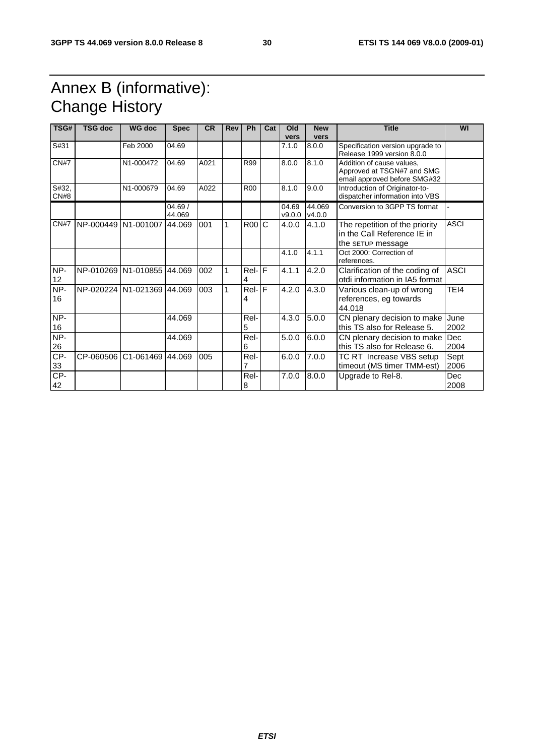# Annex B (informative): Change History

| TSG# | TSG doc | WG doc | Spec | CR | Rev | Ph | Cat | Old vers | New vers | Title | WI |
|---|---|---|---|---|---|---|---|---|---|---|---|
| S#31 | | Feb 2000 | 04.69 | | | | | 7.1.0 | 8.0.0 | Specification version upgrade to Release 1999 version 8.0.0 | |
| CN#7 | | N1-000472 | 04.69 | A021 | | R99 | | 8.0.0 | 8.1.0 | Addition of cause values, Approved at TSGN#7 and SMG email approved before SMG#32 | |
| S#32, CN#8 | | N1-000679 | 04.69 | A022 | | R00 | | 8.1.0 | 9.0.0 | Introduction of Originator-to-dispatcher information into VBS | |
| | | | 04.69 / 44.069 | | | | | 04.69 v9.0.0 | 44.069 v4.0.0 | Conversion to 3GPP TS format | - |
| CN#7 | NP-000449 | N1-001007 | 44.069 | 001 | 1 | R00 | C | 4.0.0 | 4.1.0 | The repetition of the priority in the Call Reference IE in the SETUP message | ASCI |
| | | | | | | | | 4.1.0 | 4.1.1 | Oct 2000: Correction of references. | |
| NP-12 | NP-010269 | N1-010855 | 44.069 | 002 | 1 | Rel-4 | F | 4.1.1 | 4.2.0 | Clarification of the coding of otdi information in IA5 format | ASCI |
| NP-16 | NP-020224 | N1-021369 | 44.069 | 003 | 1 | Rel-4 | F | 4.2.0 | 4.3.0 | Various clean-up of wrong references, eg towards 44.018 | TEI4 |
| NP-16 | | | 44.069 | | | Rel-5 | | 4.3.0 | 5.0.0 | CN plenary decision to make this TS also for Release 5. | June 2002 |
| NP-26 | | | 44.069 | | | Rel-6 | | 5.0.0 | 6.0.0 | CN plenary decision to make this TS also for Release 6. | Dec 2004 |
| CP-33 | CP-060506 | C1-061469 | 44.069 | 005 | | Rel-7 | | 6.0.0 | 7.0.0 | TC RT Increase VBS setup timeout (MS timer TMM-est) | Sept 2006 |
| CP-42 | | | | | | Rel-8 | | 7.0.0 | 8.0.0 | Upgrade to Rel-8. | Dec 2008 |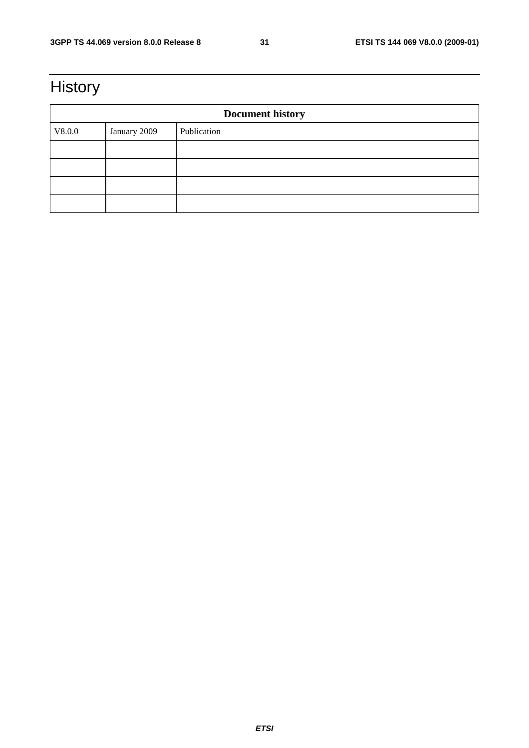# History

| Document history | | |
|---|---|---|
| V8.0.0 | January 2009 | Publication |
| | | |
| | | |
| | | |
| | | |